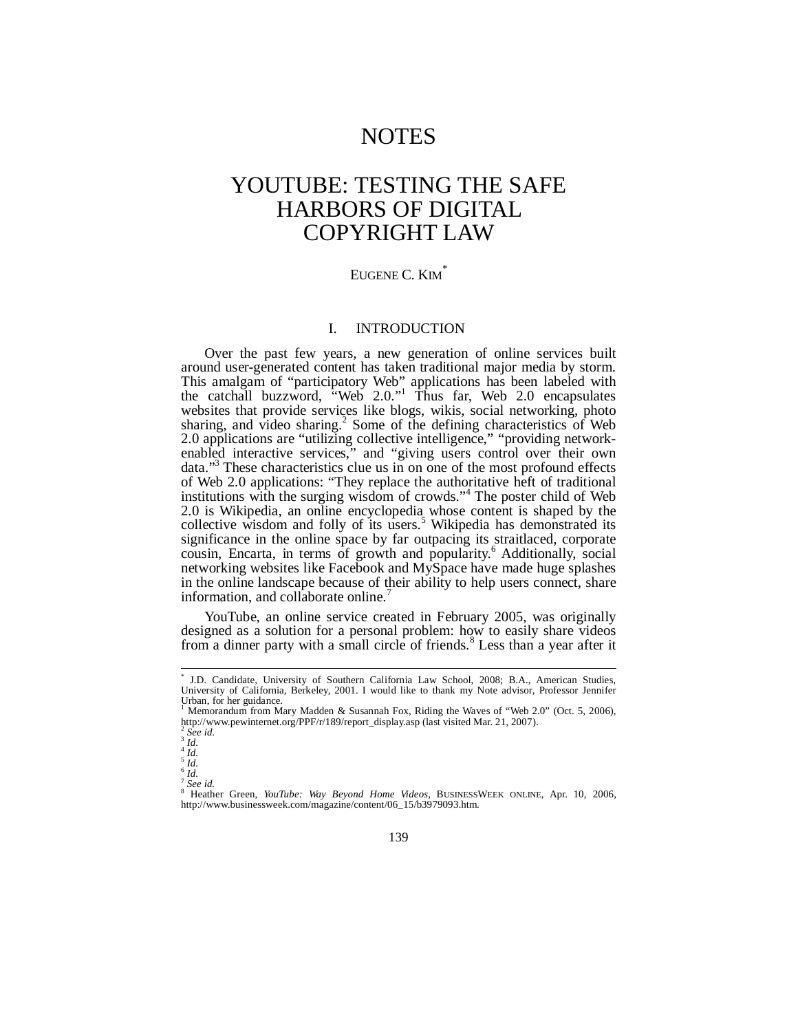# NOTES

# YOUTUBE: TESTING THE SAFE HARBORS OF DIGITAL COPYRIGHT LAW

EUGENE C. KIM[*]

## I. INTRODUCTION

Over the past few years, a new generation of online services built around user-generated content has taken traditional major media by storm. This amalgam of "participatory Web" applications has been labeled with the catchall buzzword, "Web 2.0."[1] Thus far, Web 2.0 encapsulates websites that provide services like blogs, wikis, social networking, photo sharing, and video sharing.[2] Some of the defining characteristics of Web 2.0 applications are "utilizing collective intelligence," "providing network-enabled interactive services," and "giving users control over their own data."[3] These characteristics clue us in on one of the most profound effects of Web 2.0 applications: "They replace the authoritative heft of traditional institutions with the surging wisdom of crowds."[4] The poster child of Web 2.0 is Wikipedia, an online encyclopedia whose content is shaped by the collective wisdom and folly of its users.[5] Wikipedia has demonstrated its significance in the online space by far outpacing its straitlaced, corporate cousin, Encarta, in terms of growth and popularity.[6] Additionally, social networking websites like Facebook and MySpace have made huge splashes in the online landscape because of their ability to help users connect, share information, and collaborate online.[7]

YouTube, an online service created in February 2005, was originally designed as a solution for a personal problem: how to easily share videos from a dinner party with a small circle of friends.[8] Less than a year after it

---

[*] J.D. Candidate, University of Southern California Law School, 2008; B.A., American Studies, University of California, Berkeley, 2001. I would like to thank my Note advisor, Professor Jennifer Urban, for her guidance.

[1] Memorandum from Mary Madden & Susannah Fox, Riding the Waves of "Web 2.0" (Oct. 5, 2006), http://www.pewinternet.org/PPF/r/189/report_display.asp (last visited Mar. 21, 2007).

[2] *See id.*

[3] *Id.*

[4] *Id.*

[5] *Id.*

[6] *Id.*

[7] *See id.*

[8] Heather Green, *YouTube: Way Beyond Home Videos*, BUSINESSWEEK ONLINE, Apr. 10, 2006, http://www.businessweek.com/magazine/content/06_15/b3979093.htm.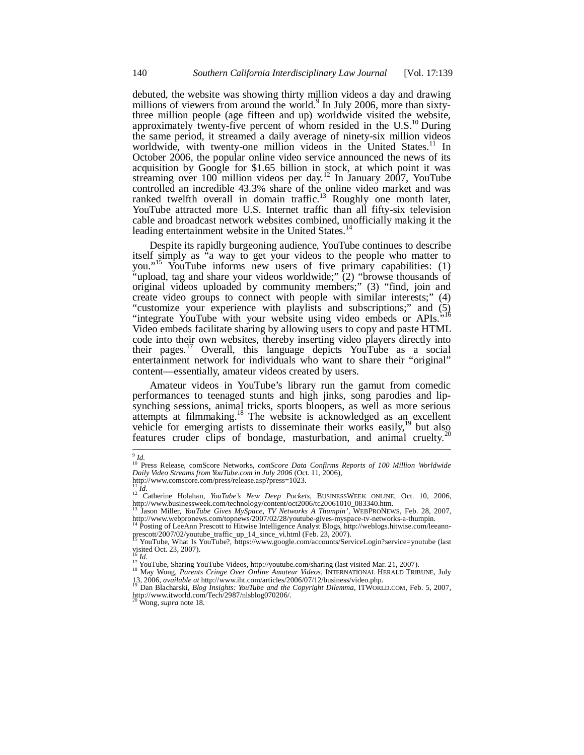debuted, the website was showing thirty million videos a day and drawing millions of viewers from around the world.[9] In July 2006, more than sixty-three million people (age fifteen and up) worldwide visited the website, approximately twenty-five percent of whom resided in the U.S.[10] During the same period, it streamed a daily average of ninety-six million videos worldwide, with twenty-one million videos in the United States.[11] In October 2006, the popular online video service announced the news of its acquisition by Google for $1.65 billion in stock, at which point it was streaming over 100 million videos per day.[12] In January 2007, YouTube controlled an incredible 43.3% share of the online video market and was ranked twelfth overall in domain traffic.[13] Roughly one month later, YouTube attracted more U.S. Internet traffic than all fifty-six television cable and broadcast network websites combined, unofficially making it the leading entertainment website in the United States.[14]

Despite its rapidly burgeoning audience, YouTube continues to describe itself simply as "a way to get your videos to the people who matter to you."[15] YouTube informs new users of five primary capabilities: (1) "upload, tag and share your videos worldwide;" (2) "browse thousands of original videos uploaded by community members;" (3) "find, join and create video groups to connect with people with similar interests;" (4) "customize your experience with playlists and subscriptions;" and (5) "integrate YouTube with your website using video embeds or APIs."[16] Video embeds facilitate sharing by allowing users to copy and paste HTML code into their own websites, thereby inserting video players directly into their pages.[17] Overall, this language depicts YouTube as a social entertainment network for individuals who want to share their "original" content—essentially, amateur videos created by users.

Amateur videos in YouTube's library run the gamut from comedic performances to teenaged stunts and high jinks, song parodies and lip-synching sessions, animal tricks, sports bloopers, as well as more serious attempts at filmmaking.[18] The website is acknowledged as an excellent vehicle for emerging artists to disseminate their works easily,[19] but also features cruder clips of bondage, masturbation, and animal cruelty.[20]

---

[9] *Id.*

[10] Press Release, comScore Networks, *comScore Data Confirms Reports of 100 Million Worldwide Daily Video Streams from YouTube.com in July 2006* (Oct. 11, 2006), http://www.comscore.com/press/release.asp?press=1023.

[11] *Id.*

[12] Catherine Holahan, *YouTube's New Deep Pockets*, BUSINESSWEEK ONLINE, Oct. 10, 2006, http://www.businessweek.com/technology/content/oct2006/tc20061010_083340.htm.

[13] Jason Miller, *YouTube Gives MySpace, TV Networks A Thumpin'*, WEBPRONEWS, Feb. 28, 2007, http://www.webpronews.com/topnews/2007/02/28/youtube-gives-myspace-tv-networks-a-thumpin.

[14] Posting of LeeAnn Prescott to Hitwise Intelligence Analyst Blogs, http://weblogs.hitwise.com/leeann-prescott/2007/02/youtube_traffic_up_14_since_vi.html (Feb. 23, 2007).

[15] YouTube, What Is YouTube?, https://www.google.com/accounts/ServiceLogin?service=youtube (last visited Oct. 23, 2007).

[16] *Id.*

[17] YouTube, Sharing YouTube Videos, http://youtube.com/sharing (last visited Mar. 21, 2007).

[18] May Wong, *Parents Cringe Over Online Amateur Videos*, INTERNATIONAL HERALD TRIBUNE, July 13, 2006, *available at* http://www.iht.com/articles/2006/07/12/business/video.php.

[19] Dan Blacharski, *Blog Insights: YouTube and the Copyright Dilemma*, ITWORLD.COM, Feb. 5, 2007, http://www.itworld.com/Tech/2987/nlsblog070206/.

[20] Wong, *supra* note 18.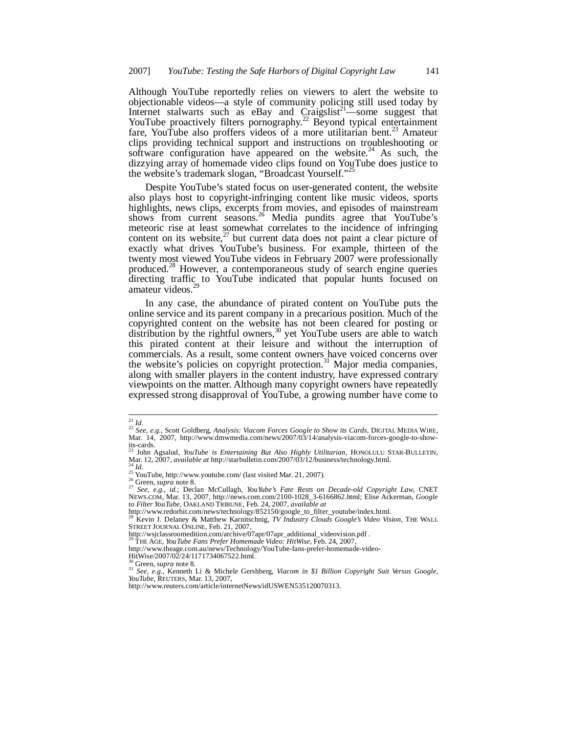Although YouTube reportedly relies on viewers to alert the website to objectionable videos—a style of community policing still used today by Internet stalwarts such as eBay and Craigslist[21]—some suggest that YouTube proactively filters pornography.[22] Beyond typical entertainment fare, YouTube also proffers videos of a more utilitarian bent.[23] Amateur clips providing technical support and instructions on troubleshooting or software configuration have appeared on the website.[24] As such, the dizzying array of homemade video clips found on YouTube does justice to the website's trademark slogan, "Broadcast Yourself."[25]

Despite YouTube's stated focus on user-generated content, the website also plays host to copyright-infringing content like music videos, sports highlights, news clips, excerpts from movies, and episodes of mainstream shows from current seasons.[26] Media pundits agree that YouTube's meteoric rise at least somewhat correlates to the incidence of infringing content on its website,[27] but current data does not paint a clear picture of exactly what drives YouTube's business. For example, thirteen of the twenty most viewed YouTube videos in February 2007 were professionally produced.[28] However, a contemporaneous study of search engine queries directing traffic to YouTube indicated that popular hunts focused on amateur videos.[29]

In any case, the abundance of pirated content on YouTube puts the online service and its parent company in a precarious position. Much of the copyrighted content on the website has not been cleared for posting or distribution by the rightful owners,[30] yet YouTube users are able to watch this pirated content at their leisure and without the interruption of commercials. As a result, some content owners have voiced concerns over the website's policies on copyright protection.[31] Major media companies, along with smaller players in the content industry, have expressed contrary viewpoints on the matter. Although many copyright owners have repeatedly expressed strong disapproval of YouTube, a growing number have come to

---

[21] *Id.*

[22] *See, e.g.*, Scott Goldberg, *Analysis: Viacom Forces Google to Show its Cards*, DIGITAL MEDIA WIRE, Mar. 14, 2007, http://www.dmwmedia.com/news/2007/03/14/analysis-viacom-forces-google-to-show-its-cards.

[23] John Agsalud, *YouTube is Entertaining But Also Highly Utilitarian*, HONOLULU STAR-BULLETIN, Mar. 12, 2007, *available at* http://starbulletin.com/2007/03/12/business/technology.html.

[24] *Id.*

[25] YouTube, http://www.youtube.com/ (last visited Mar. 21, 2007).

[26] Green, *supra* note 8.

[27] *See, e.g.*, *id.*; Declan McCullagh, *YouYube's Fate Rests on Decade-old Copyright Law*, CNET NEWS.COM, Mar. 13, 2007, http://news.com.com/2100-1028_3-6166862.html; Elise Ackerman, *Google to Filter YouTube*, OAKLAND TRIBUNE, Feb. 24, 2007, *available at* http://www.redorbit.com/news/technology/852150/google_to_filter_youtube/index.html.

[28] Kevin J. Delaney & Matthew Karnitschnig, *TV Industry Clouds Google's Video Vision*, THE WALL STREET JOURNAL ONLINE, Feb. 21, 2007, http://wsjclassroomedition.com/archive/07apr/07apr_additional_videovision.pdf .

[29] THE AGE, *YouTube Fans Prefer Homemade Video: HitWise*, Feb. 24, 2007, http://www.theage.com.au/news/Technology/YouTube-fans-prefer-homemade-video-HitWise/2007/02/24/1171734067522.html.

[30] Green, *supra* note 8.

[31] *See, e.g.*, Kenneth Li & Michele Gershberg, *Viacom in $1 Billion Copyright Suit Versus Google, YouTube*, REUTERS, Mar. 13, 2007, http://www.reuters.com/article/internetNews/idUSWEN535120070313.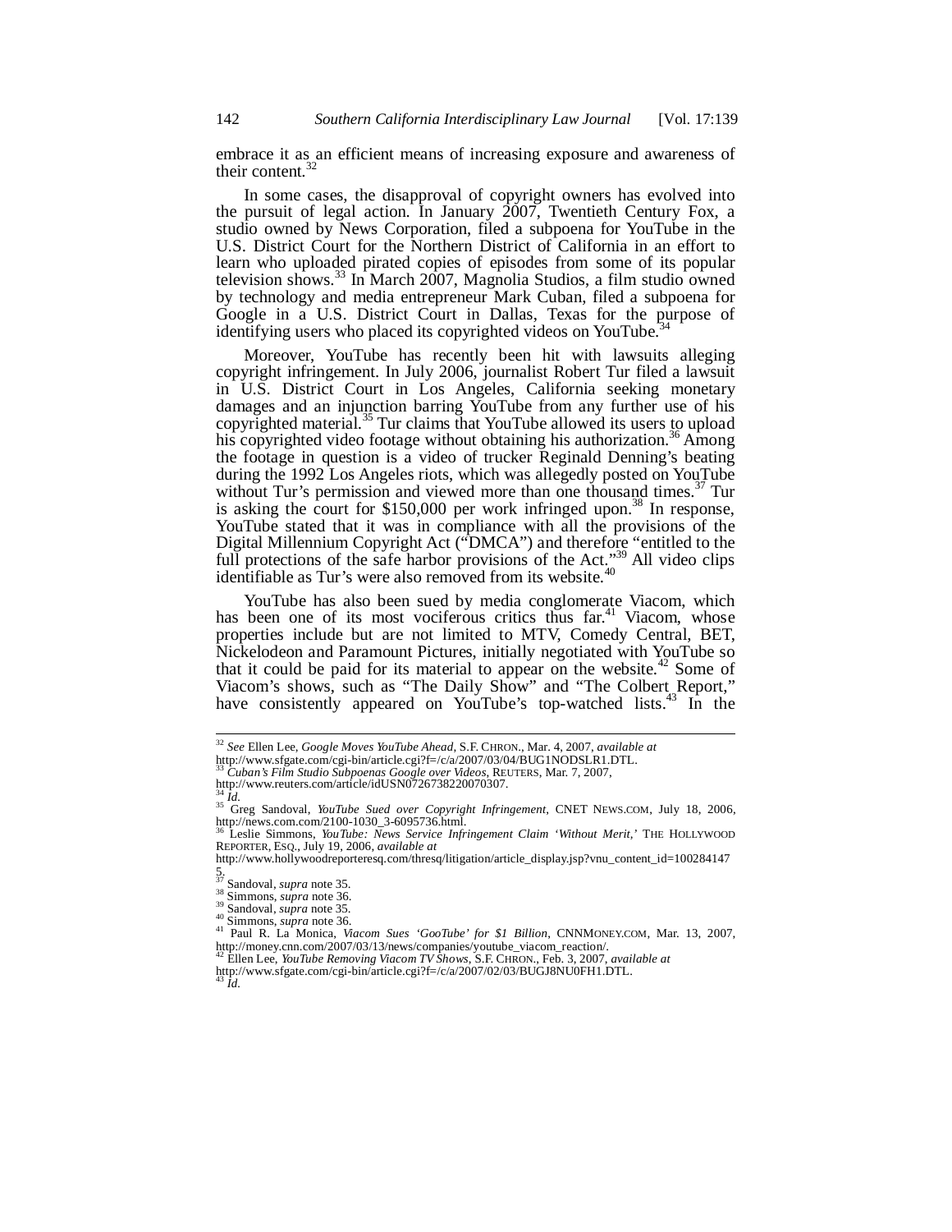embrace it as an efficient means of increasing exposure and awareness of their content.[32]

In some cases, the disapproval of copyright owners has evolved into the pursuit of legal action. In January 2007, Twentieth Century Fox, a studio owned by News Corporation, filed a subpoena for YouTube in the U.S. District Court for the Northern District of California in an effort to learn who uploaded pirated copies of episodes from some of its popular television shows.[33] In March 2007, Magnolia Studios, a film studio owned by technology and media entrepreneur Mark Cuban, filed a subpoena for Google in a U.S. District Court in Dallas, Texas for the purpose of identifying users who placed its copyrighted videos on YouTube.[34]

Moreover, YouTube has recently been hit with lawsuits alleging copyright infringement. In July 2006, journalist Robert Tur filed a lawsuit in U.S. District Court in Los Angeles, California seeking monetary damages and an injunction barring YouTube from any further use of his copyrighted material.[35] Tur claims that YouTube allowed its users to upload his copyrighted video footage without obtaining his authorization.[36] Among the footage in question is a video of trucker Reginald Denning's beating during the 1992 Los Angeles riots, which was allegedly posted on YouTube without Tur's permission and viewed more than one thousand times.[37] Tur is asking the court for $150,000 per work infringed upon.[38] In response, YouTube stated that it was in compliance with all the provisions of the Digital Millennium Copyright Act ("DMCA") and therefore "entitled to the full protections of the safe harbor provisions of the Act."[39] All video clips identifiable as Tur's were also removed from its website.[40]

YouTube has also been sued by media conglomerate Viacom, which has been one of its most vociferous critics thus far.[41] Viacom, whose properties include but are not limited to MTV, Comedy Central, BET, Nickelodeon and Paramount Pictures, initially negotiated with YouTube so that it could be paid for its material to appear on the website.[42] Some of Viacom's shows, such as "The Daily Show" and "The Colbert Report," have consistently appeared on YouTube's top-watched lists.[43] In the

---

[32] *See* Ellen Lee, *Google Moves YouTube Ahead*, S.F. CHRON., Mar. 4, 2007, *available at* http://www.sfgate.com/cgi-bin/article.cgi?f=/c/a/2007/03/04/BUG1NODSLR1.DTL.

[33] *Cuban's Film Studio Subpoenas Google over Videos*, REUTERS, Mar. 7, 2007, http://www.reuters.com/article/idUSN0726738220070307.

[34] *Id.*

[35] Greg Sandoval, *YouTube Sued over Copyright Infringement*, CNET NEWS.COM, July 18, 2006, http://news.com.com/2100-1030_3-6095736.html.

[36] Leslie Simmons, *YouTube: News Service Infringement Claim 'Without Merit,'* THE HOLLYWOOD REPORTER, ESQ., July 19, 2006, *available at* http://www.hollywoodreporteresq.com/thresq/litigation/article_display.jsp?vnu_content_id=1002841475.

[37] Sandoval, *supra* note 35.

[38] Simmons, *supra* note 36.

[39] Sandoval, *supra* note 35.

[40] Simmons, *supra* note 36.

[41] Paul R. La Monica, *Viacom Sues 'GooTube' for $1 Billion*, CNNMONEY.COM, Mar. 13, 2007, http://money.cnn.com/2007/03/13/news/companies/youtube_viacom_reaction/.

[42] Ellen Lee, *YouTube Removing Viacom TV Shows*, S.F. CHRON., Feb. 3, 2007, *available at* http://www.sfgate.com/cgi-bin/article.cgi?f=/c/a/2007/02/03/BUGJ8NU0FH1.DTL.

[43] *Id.*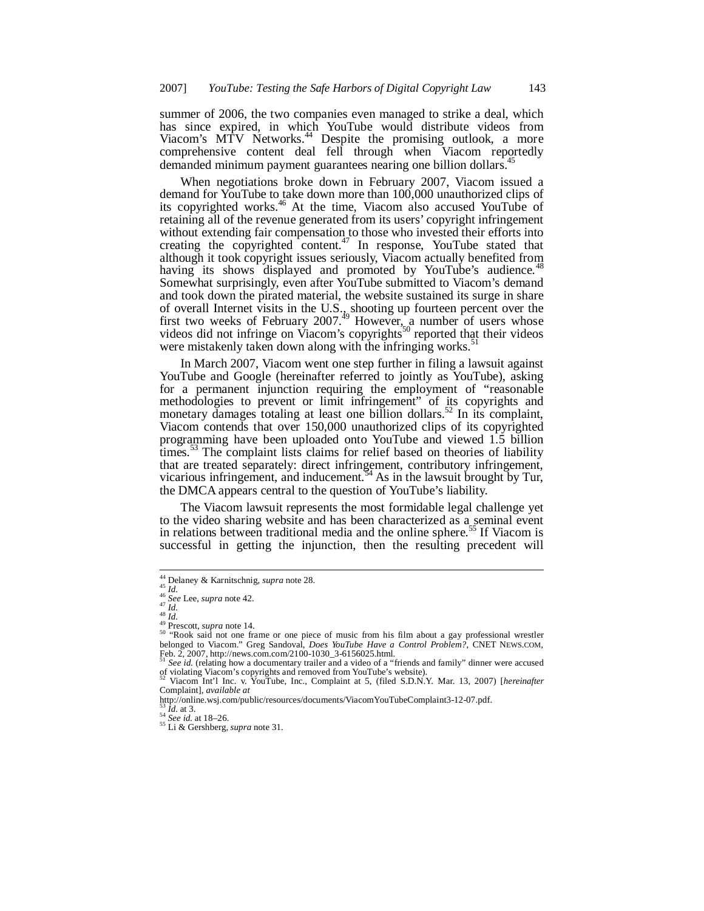summer of 2006, the two companies even managed to strike a deal, which has since expired, in which YouTube would distribute videos from Viacom's MTV Networks.[44] Despite the promising outlook, a more comprehensive content deal fell through when Viacom reportedly demanded minimum payment guarantees nearing one billion dollars.[45]

When negotiations broke down in February 2007, Viacom issued a demand for YouTube to take down more than 100,000 unauthorized clips of its copyrighted works.[46] At the time, Viacom also accused YouTube of retaining all of the revenue generated from its users' copyright infringement without extending fair compensation to those who invested their efforts into creating the copyrighted content.[47] In response, YouTube stated that although it took copyright issues seriously, Viacom actually benefited from having its shows displayed and promoted by YouTube's audience.[48] Somewhat surprisingly, even after YouTube submitted to Viacom's demand and took down the pirated material, the website sustained its surge in share of overall Internet visits in the U.S., shooting up fourteen percent over the first two weeks of February 2007.[49] However, a number of users whose videos did not infringe on Viacom's copyrights[50] reported that their videos were mistakenly taken down along with the infringing works.[51]

In March 2007, Viacom went one step further in filing a lawsuit against YouTube and Google (hereinafter referred to jointly as YouTube), asking for a permanent injunction requiring the employment of "reasonable methodologies to prevent or limit infringement" of its copyrights and monetary damages totaling at least one billion dollars.[52] In its complaint, Viacom contends that over 150,000 unauthorized clips of its copyrighted programming have been uploaded onto YouTube and viewed 1.5 billion times.[53] The complaint lists claims for relief based on theories of liability that are treated separately: direct infringement, contributory infringement, vicarious infringement, and inducement.[54] As in the lawsuit brought by Tur, the DMCA appears central to the question of YouTube's liability.

The Viacom lawsuit represents the most formidable legal challenge yet to the video sharing website and has been characterized as a seminal event in relations between traditional media and the online sphere.[55] If Viacom is successful in getting the injunction, then the resulting precedent will

---

[44] Delaney & Karnitschnig, *supra* note 28.

[45] *Id.*

[46] *See* Lee, *supra* note 42.

[47] *Id.*

[48] *Id.*

[49] Prescott, *supra* note 14.

[50] "Rook said not one frame or one piece of music from his film about a gay professional wrestler belonged to Viacom." Greg Sandoval, *Does YouTube Have a Control Problem?*, CNET NEWS.COM, Feb. 2, 2007, http://news.com.com/2100-1030_3-6156025.html.

[51] *See id.* (relating how a documentary trailer and a video of a "friends and family" dinner were accused of violating Viacom's copyrights and removed from YouTube's website).

[52] Viacom Int'l Inc. v. YouTube, Inc., Complaint at 5, (filed S.D.N.Y. Mar. 13, 2007) [*hereinafter* Complaint], *available at* http://online.wsj.com/public/resources/documents/ViacomYouTubeComplaint3-12-07.pdf.

[53] *Id.* at 3.

[54] *See id.* at 18–26.

[55] Li & Gershberg, *supra* note 31.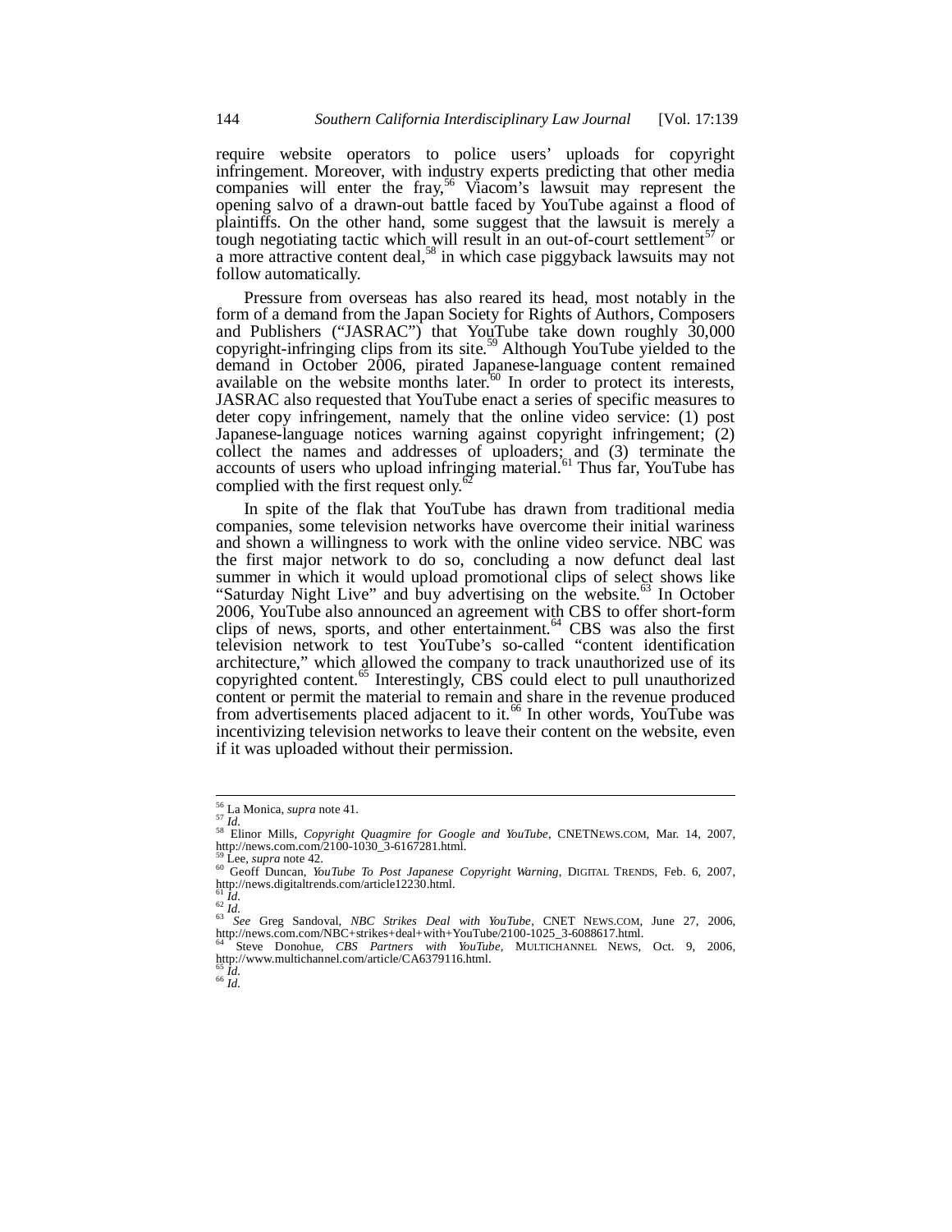require website operators to police users' uploads for copyright infringement. Moreover, with industry experts predicting that other media companies will enter the fray,[56] Viacom's lawsuit may represent the opening salvo of a drawn-out battle faced by YouTube against a flood of plaintiffs. On the other hand, some suggest that the lawsuit is merely a tough negotiating tactic which will result in an out-of-court settlement[57] or a more attractive content deal,[58] in which case piggyback lawsuits may not follow automatically.

Pressure from overseas has also reared its head, most notably in the form of a demand from the Japan Society for Rights of Authors, Composers and Publishers ("JASRAC") that YouTube take down roughly 30,000 copyright-infringing clips from its site.[59] Although YouTube yielded to the demand in October 2006, pirated Japanese-language content remained available on the website months later.[60] In order to protect its interests, JASRAC also requested that YouTube enact a series of specific measures to deter copy infringement, namely that the online video service: (1) post Japanese-language notices warning against copyright infringement; (2) collect the names and addresses of uploaders; and (3) terminate the accounts of users who upload infringing material.[61] Thus far, YouTube has complied with the first request only.[62]

In spite of the flak that YouTube has drawn from traditional media companies, some television networks have overcome their initial wariness and shown a willingness to work with the online video service. NBC was the first major network to do so, concluding a now defunct deal last summer in which it would upload promotional clips of select shows like "Saturday Night Live" and buy advertising on the website.[63] In October 2006, YouTube also announced an agreement with CBS to offer short-form clips of news, sports, and other entertainment.[64] CBS was also the first television network to test YouTube's so-called "content identification architecture," which allowed the company to track unauthorized use of its copyrighted content.[65] Interestingly, CBS could elect to pull unauthorized content or permit the material to remain and share in the revenue produced from advertisements placed adjacent to it.[66] In other words, YouTube was incentivizing television networks to leave their content on the website, even if it was uploaded without their permission.

---

[56] La Monica, *supra* note 41.

[57] *Id.*

[58] Elinor Mills, *Copyright Quagmire for Google and YouTube*, CNETNEWS.COM, Mar. 14, 2007, http://news.com.com/2100-1030_3-6167281.html.

[59] Lee, *supra* note 42.

[60] Geoff Duncan, *YouTube To Post Japanese Copyright Warning*, DIGITAL TRENDS, Feb. 6, 2007, http://news.digitaltrends.com/article12230.html.

[61] *Id.*

[62] *Id.*

[63] *See* Greg Sandoval, *NBC Strikes Deal with YouTube*, CNET NEWS.COM, June 27, 2006, http://news.com.com/NBC+strikes+deal+with+YouTube/2100-1025_3-6088617.html.

[64] Steve Donohue, *CBS Partners with YouTube*, MULTICHANNEL NEWS, Oct. 9, 2006, http://www.multichannel.com/article/CA6379116.html.

[65] *Id.*

[66] *Id.*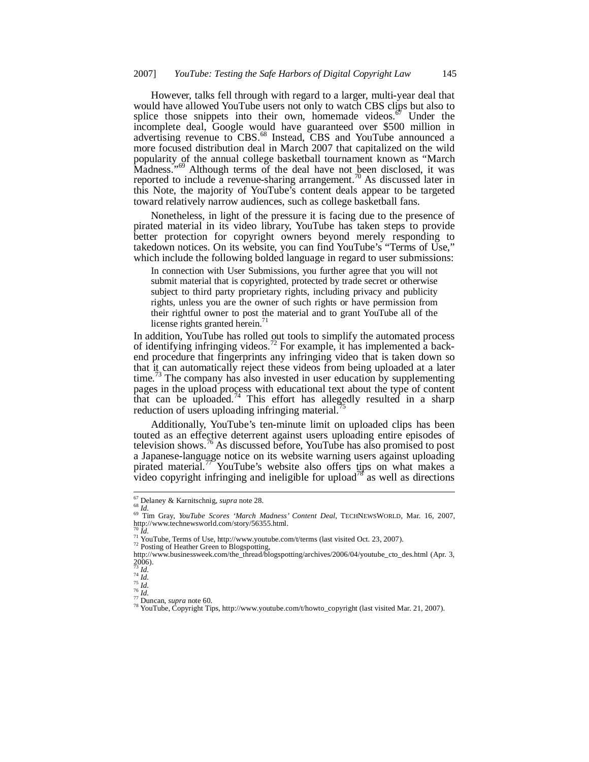However, talks fell through with regard to a larger, multi-year deal that would have allowed YouTube users not only to watch CBS clips but also to splice those snippets into their own, homemade videos.[67] Under the incomplete deal, Google would have guaranteed over $500 million in advertising revenue to CBS.[68] Instead, CBS and YouTube announced a more focused distribution deal in March 2007 that capitalized on the wild popularity of the annual college basketball tournament known as "March Madness."[69] Although terms of the deal have not been disclosed, it was reported to include a revenue-sharing arrangement.[70] As discussed later in this Note, the majority of YouTube's content deals appear to be targeted toward relatively narrow audiences, such as college basketball fans.

Nonetheless, in light of the pressure it is facing due to the presence of pirated material in its video library, YouTube has taken steps to provide better protection for copyright owners beyond merely responding to takedown notices. On its website, you can find YouTube's "Terms of Use," which include the following bolded language in regard to user submissions:

> In connection with User Submissions, you further agree that you will not submit material that is copyrighted, protected by trade secret or otherwise subject to third party proprietary rights, including privacy and publicity rights, unless you are the owner of such rights or have permission from their rightful owner to post the material and to grant YouTube all of the license rights granted herein.[71]

In addition, YouTube has rolled out tools to simplify the automated process of identifying infringing videos.[72] For example, it has implemented a back-end procedure that fingerprints any infringing video that is taken down so that it can automatically reject these videos from being uploaded at a later time.[73] The company has also invested in user education by supplementing pages in the upload process with educational text about the type of content that can be uploaded.[74] This effort has allegedly resulted in a sharp reduction of users uploading infringing material.[75]

Additionally, YouTube's ten-minute limit on uploaded clips has been touted as an effective deterrent against users uploading entire episodes of television shows.[76] As discussed before, YouTube has also promised to post a Japanese-language notice on its website warning users against uploading pirated material.[77] YouTube's website also offers tips on what makes a video copyright infringing and ineligible for upload[78] as well as directions

---

[67] Delaney & Karnitschnig, *supra* note 28.

[68] *Id.*

[69] Tim Gray, *YouTube Scores 'March Madness' Content Deal*, TECHNEWSWORLD, Mar. 16, 2007, http://www.technewsworld.com/story/56355.html.

[70] *Id.*

[71] YouTube, Terms of Use, http://www.youtube.com/t/terms (last visited Oct. 23, 2007).

[72] Posting of Heather Green to Blogspotting, http://www.businessweek.com/the_thread/blogspotting/archives/2006/04/youtube_cto_des.html (Apr. 3, 2006).

[73] *Id.*

[74] *Id.*

[75] *Id.*

[76] *Id.*

[77] Duncan, *supra* note 60.

[78] YouTube, Copyright Tips, http://www.youtube.com/t/howto_copyright (last visited Mar. 21, 2007).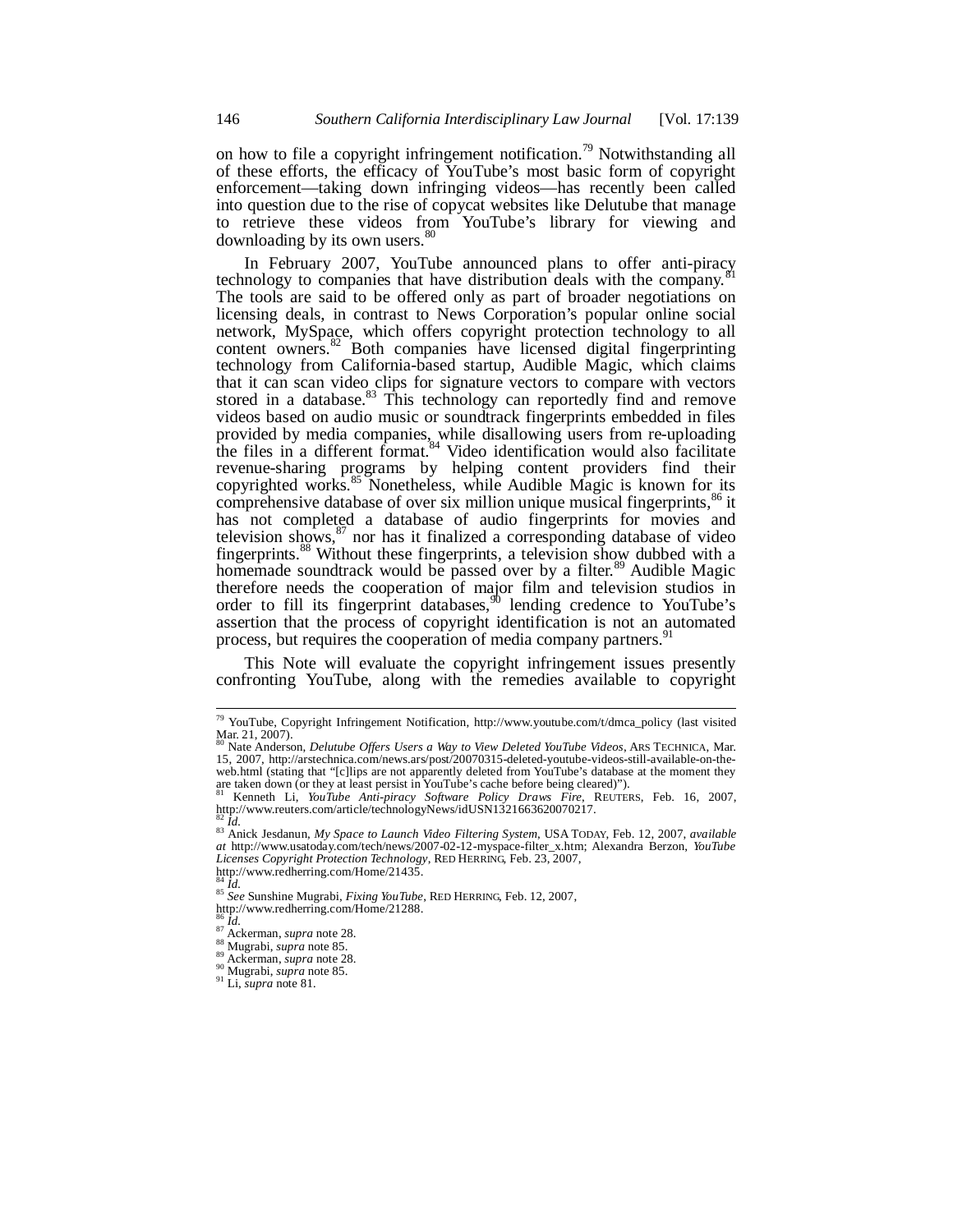on how to file a copyright infringement notification.[79] Notwithstanding all of these efforts, the efficacy of YouTube's most basic form of copyright enforcement—taking down infringing videos—has recently been called into question due to the rise of copycat websites like Delutube that manage to retrieve these videos from YouTube's library for viewing and downloading by its own users.[80]

In February 2007, YouTube announced plans to offer anti-piracy technology to companies that have distribution deals with the company.[81] The tools are said to be offered only as part of broader negotiations on licensing deals, in contrast to News Corporation's popular online social network, MySpace, which offers copyright protection technology to all content owners.[82] Both companies have licensed digital fingerprinting technology from California-based startup, Audible Magic, which claims that it can scan video clips for signature vectors to compare with vectors stored in a database.[83] This technology can reportedly find and remove videos based on audio music or soundtrack fingerprints embedded in files provided by media companies, while disallowing users from re-uploading the files in a different format.[84] Video identification would also facilitate revenue-sharing programs by helping content providers find their copyrighted works.[85] Nonetheless, while Audible Magic is known for its comprehensive database of over six million unique musical fingerprints,[86] it has not completed a database of audio fingerprints for movies and television shows,[87] nor has it finalized a corresponding database of video fingerprints.[88] Without these fingerprints, a television show dubbed with a homemade soundtrack would be passed over by a filter.[89] Audible Magic therefore needs the cooperation of major film and television studios in order to fill its fingerprint databases,[90] lending credence to YouTube's assertion that the process of copyright identification is not an automated process, but requires the cooperation of media company partners.[91]

This Note will evaluate the copyright infringement issues presently confronting YouTube, along with the remedies available to copyright

---

[79] YouTube, Copyright Infringement Notification, http://www.youtube.com/t/dmca_policy (last visited Mar. 21, 2007).

[80] Nate Anderson, *Delutube Offers Users a Way to View Deleted YouTube Videos*, ARS TECHNICA, Mar. 15, 2007, http://arstechnica.com/news.ars/post/20070315-deleted-youtube-videos-still-available-on-the-web.html (stating that "[c]lips are not apparently deleted from YouTube's database at the moment they are taken down (or they at least persist in YouTube's cache before being cleared)").

[81] Kenneth Li, *YouTube Anti-piracy Software Policy Draws Fire*, REUTERS, Feb. 16, 2007, http://www.reuters.com/article/technologyNews/idUSN1321663620070217.

[82] *Id.*

[83] Anick Jesdanun, *My Space to Launch Video Filtering System*, USA TODAY, Feb. 12, 2007, *available at* http://www.usatoday.com/tech/news/2007-02-12-myspace-filter_x.htm; Alexandra Berzon, *YouTube Licenses Copyright Protection Technology*, RED HERRING, Feb. 23, 2007, http://www.redherring.com/Home/21435.

[84] *Id.*

[85] *See* Sunshine Mugrabi, *Fixing YouTube*, RED HERRING, Feb. 12, 2007, http://www.redherring.com/Home/21288.

[86] *Id.*

[87] Ackerman, *supra* note 28.

[88] Mugrabi, *supra* note 85.

[89] Ackerman, *supra* note 28.

[90] Mugrabi, *supra* note 85.

[91] Li, *supra* note 81.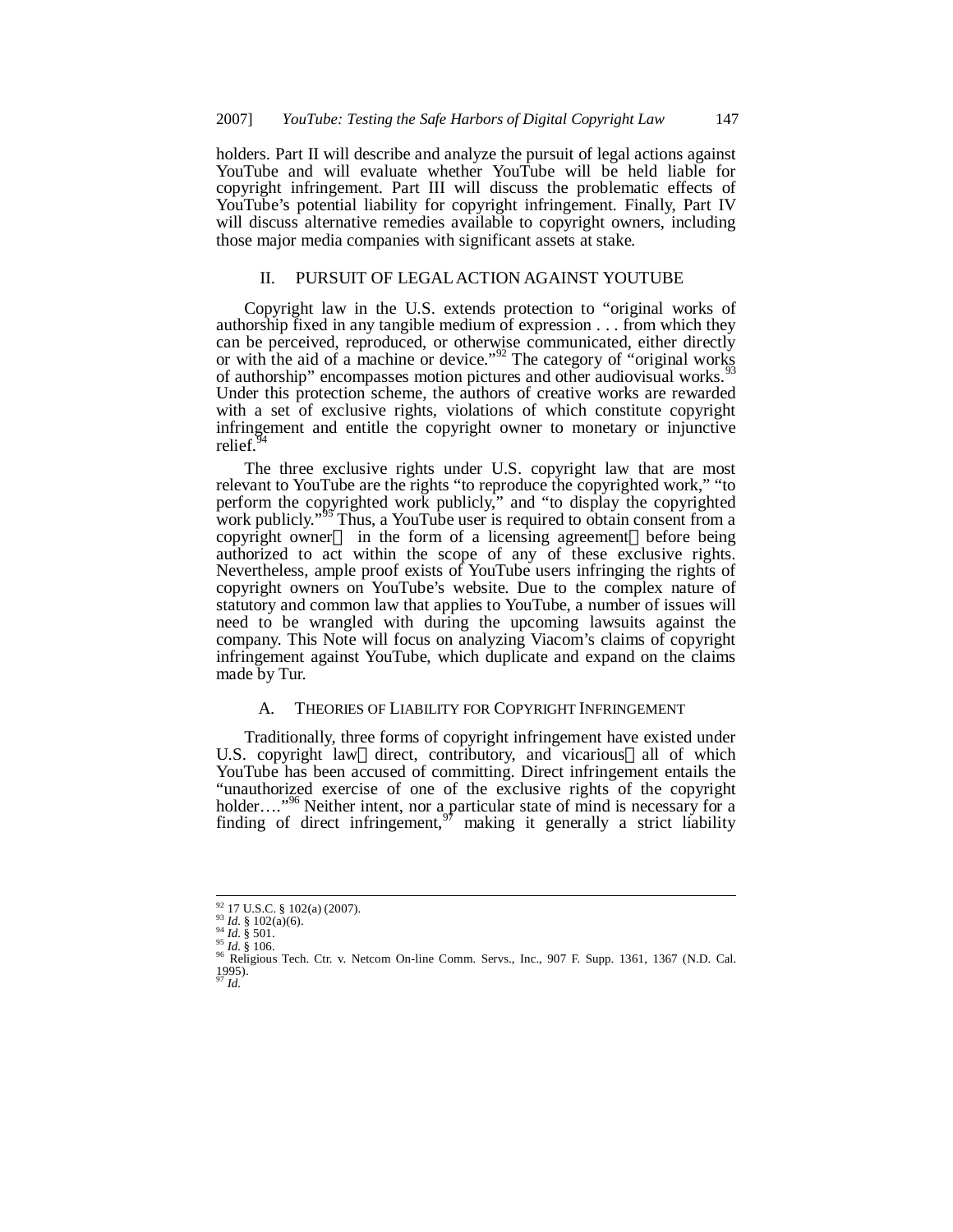holders. Part II will describe and analyze the pursuit of legal actions against YouTube and will evaluate whether YouTube will be held liable for copyright infringement. Part III will discuss the problematic effects of YouTube's potential liability for copyright infringement. Finally, Part IV will discuss alternative remedies available to copyright owners, including those major media companies with significant assets at stake.

## II. PURSUIT OF LEGAL ACTION AGAINST YOUTUBE

Copyright law in the U.S. extends protection to "original works of authorship fixed in any tangible medium of expression . . . from which they can be perceived, reproduced, or otherwise communicated, either directly or with the aid of a machine or device."[92] The category of "original works of authorship" encompasses motion pictures and other audiovisual works.[93] Under this protection scheme, the authors of creative works are rewarded with a set of exclusive rights, violations of which constitute copyright infringement and entitle the copyright owner to monetary or injunctive relief.[94]

The three exclusive rights under U.S. copyright law that are most relevant to YouTube are the rights "to reproduce the copyrighted work," "to perform the copyrighted work publicly," and "to display the copyrighted work publicly."[95] Thus, a YouTube user is required to obtain consent from a copyright owner — in the form of a licensing agreement — before being authorized to act within the scope of any of these exclusive rights. Nevertheless, ample proof exists of YouTube users infringing the rights of copyright owners on YouTube's website. Due to the complex nature of statutory and common law that applies to YouTube, a number of issues will need to be wrangled with during the upcoming lawsuits against the company. This Note will focus on analyzing Viacom's claims of copyright infringement against YouTube, which duplicate and expand on the claims made by Tur.

### A. THEORIES OF LIABILITY FOR COPYRIGHT INFRINGEMENT

Traditionally, three forms of copyright infringement have existed under U.S. copyright law — direct, contributory, and vicarious — all of which YouTube has been accused of committing. Direct infringement entails the "unauthorized exercise of one of the exclusive rights of the copyright holder…."[96] Neither intent, nor a particular state of mind is necessary for a finding of direct infringement,[97] making it generally a strict liability

---

[92] 17 U.S.C. § 102(a) (2007).
[93] *Id.* § 102(a)(6).
[94] *Id.* § 501.
[95] *Id.* § 106.
[96] Religious Tech. Ctr. v. Netcom On-line Comm. Servs., Inc., 907 F. Supp. 1361, 1367 (N.D. Cal. 1995).
[97] *Id.*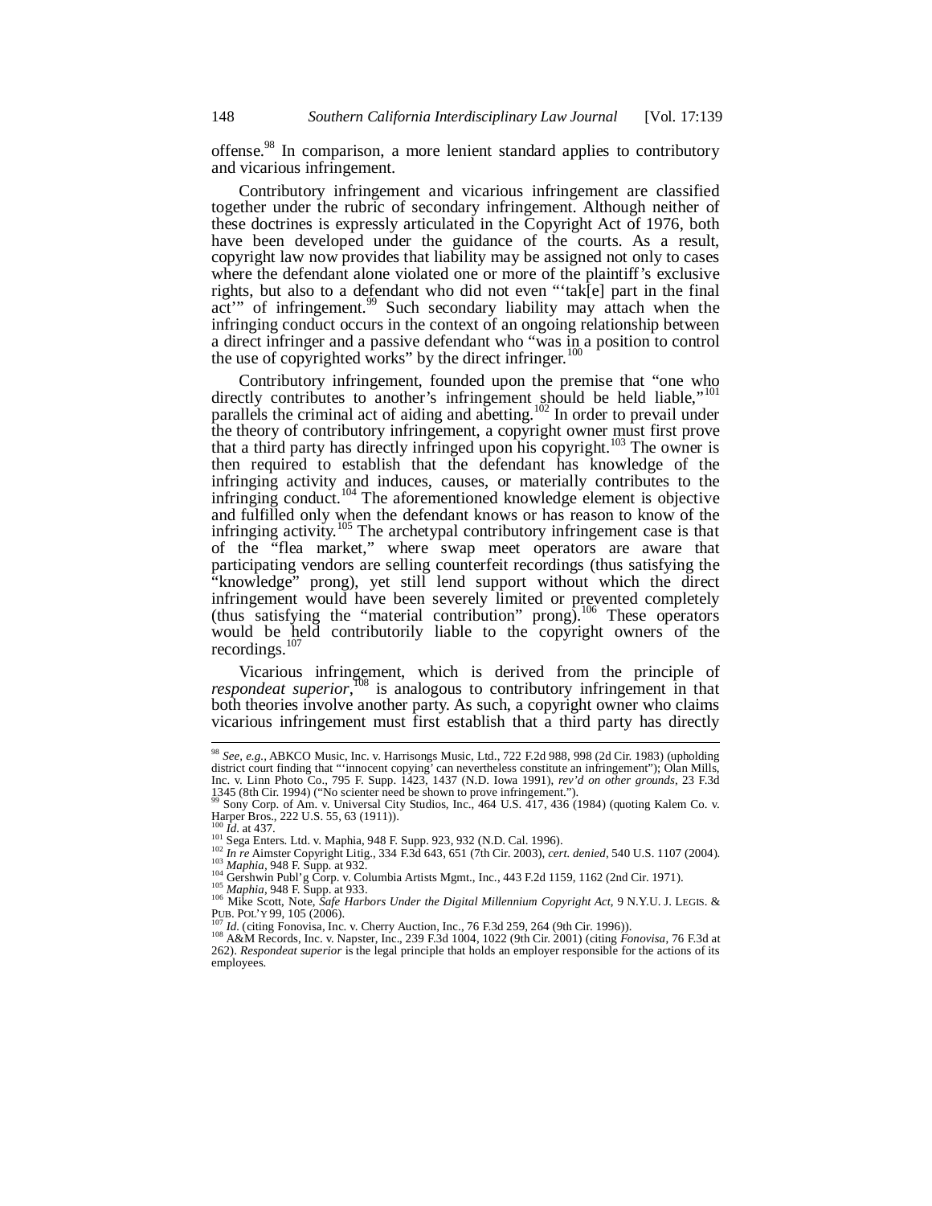offense.[98] In comparison, a more lenient standard applies to contributory and vicarious infringement.

Contributory infringement and vicarious infringement are classified together under the rubric of secondary infringement. Although neither of these doctrines is expressly articulated in the Copyright Act of 1976, both have been developed under the guidance of the courts. As a result, copyright law now provides that liability may be assigned not only to cases where the defendant alone violated one or more of the plaintiff's exclusive rights, but also to a defendant who did not even "'tak[e] part in the final act'" of infringement.[99] Such secondary liability may attach when the infringing conduct occurs in the context of an ongoing relationship between a direct infringer and a passive defendant who "was in a position to control the use of copyrighted works" by the direct infringer.[100]

Contributory infringement, founded upon the premise that "one who directly contributes to another's infringement should be held liable,"[101] parallels the criminal act of aiding and abetting.[102] In order to prevail under the theory of contributory infringement, a copyright owner must first prove that a third party has directly infringed upon his copyright.[103] The owner is then required to establish that the defendant has knowledge of the infringing activity and induces, causes, or materially contributes to the infringing conduct.[104] The aforementioned knowledge element is objective and fulfilled only when the defendant knows or has reason to know of the infringing activity.[105] The archetypal contributory infringement case is that of the "flea market," where swap meet operators are aware that participating vendors are selling counterfeit recordings (thus satisfying the "knowledge" prong), yet still lend support without which the direct infringement would have been severely limited or prevented completely (thus satisfying the "material contribution" prong).[106] These operators would be held contributorily liable to the copyright owners of the recordings.[107]

Vicarious infringement, which is derived from the principle of *respondeat superior*,[108] is analogous to contributory infringement in that both theories involve another party. As such, a copyright owner who claims vicarious infringement must first establish that a third party has directly

---

[98] *See, e.g.*, ABKCO Music, Inc. v. Harrisongs Music, Ltd., 722 F.2d 988, 998 (2d Cir. 1983) (upholding district court finding that "'innocent copying' can nevertheless constitute an infringement"); Olan Mills, Inc. v. Linn Photo Co., 795 F. Supp. 1423, 1437 (N.D. Iowa 1991), *rev'd on other grounds*, 23 F.3d 1345 (8th Cir. 1994) ("No scienter need be shown to prove infringement.").

[99] Sony Corp. of Am. v. Universal City Studios, Inc., 464 U.S. 417, 436 (1984) (quoting Kalem Co. v. Harper Bros., 222 U.S. 55, 63 (1911)).

[100] *Id.* at 437.

[101] Sega Enters. Ltd. v. Maphia, 948 F. Supp. 923, 932 (N.D. Cal. 1996).

[102] *In re* Aimster Copyright Litig., 334 F.3d 643, 651 (7th Cir. 2003), *cert. denied*, 540 U.S. 1107 (2004).

[103] *Maphia*, 948 F. Supp. at 932.

[104] Gershwin Publ'g Corp. v. Columbia Artists Mgmt., Inc., 443 F.2d 1159, 1162 (2nd Cir. 1971).

[105] *Maphia*, 948 F. Supp. at 933.

[106] Mike Scott, Note, *Safe Harbors Under the Digital Millennium Copyright Act*, 9 N.Y.U. J. LEGIS. & PUB. POL'Y 99, 105 (2006).

[107] *Id.* (citing Fonovisa, Inc. v. Cherry Auction, Inc., 76 F.3d 259, 264 (9th Cir. 1996)).

[108] A&M Records, Inc. v. Napster, Inc., 239 F.3d 1004, 1022 (9th Cir. 2001) (citing *Fonovisa*, 76 F.3d at 262). *Respondeat superior* is the legal principle that holds an employer responsible for the actions of its employees.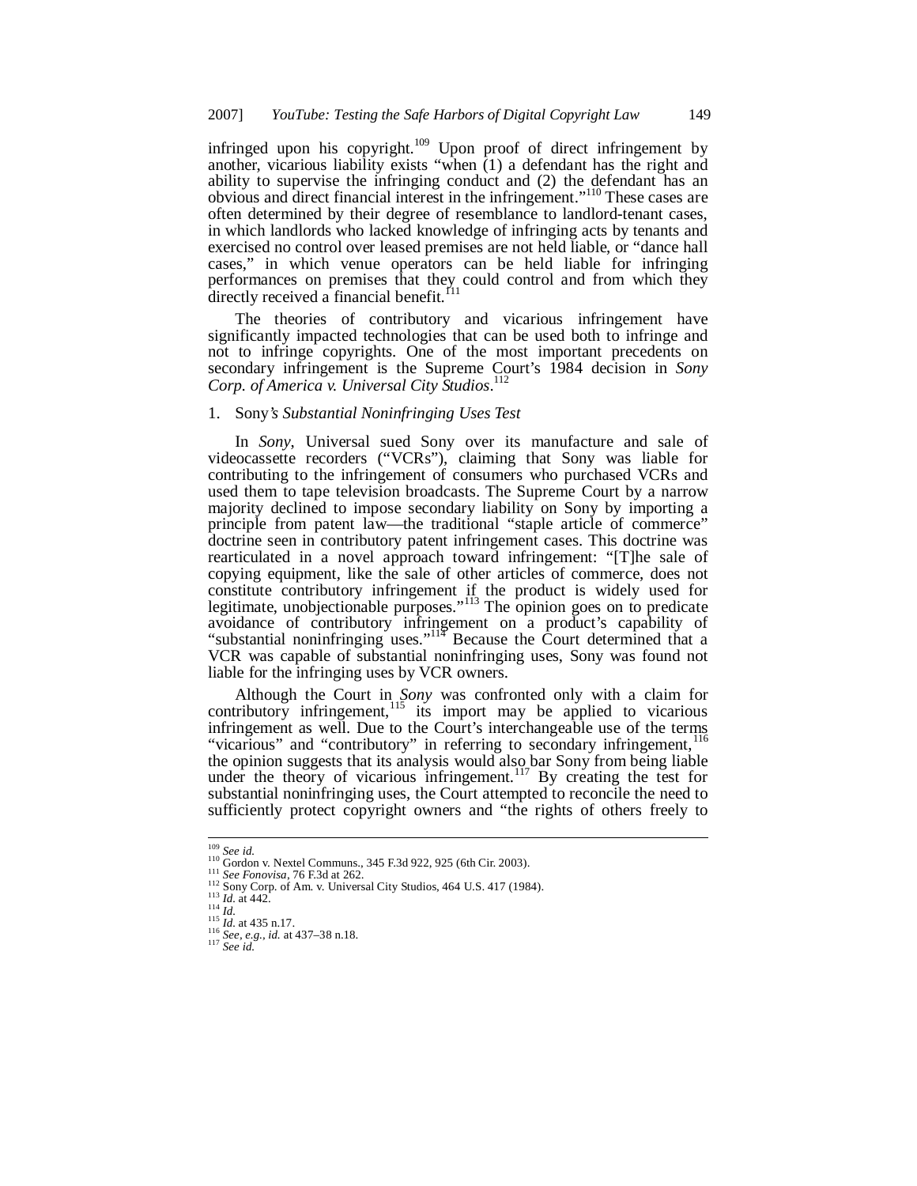infringed upon his copyright.[109] Upon proof of direct infringement by another, vicarious liability exists "when (1) a defendant has the right and ability to supervise the infringing conduct and (2) the defendant has an obvious and direct financial interest in the infringement."[110] These cases are often determined by their degree of resemblance to landlord-tenant cases, in which landlords who lacked knowledge of infringing acts by tenants and exercised no control over leased premises are not held liable, or "dance hall cases," in which venue operators can be held liable for infringing performances on premises that they could control and from which they directly received a financial benefit.[111]

The theories of contributory and vicarious infringement have significantly impacted technologies that can be used both to infringe and not to infringe copyrights. One of the most important precedents on secondary infringement is the Supreme Court's 1984 decision in *Sony Corp. of America v. Universal City Studios*.[112]

### 1. Sony*'s Substantial Noninfringing Uses Test*

In *Sony*, Universal sued Sony over its manufacture and sale of videocassette recorders ("VCRs"), claiming that Sony was liable for contributing to the infringement of consumers who purchased VCRs and used them to tape television broadcasts. The Supreme Court by a narrow majority declined to impose secondary liability on Sony by importing a principle from patent law—the traditional "staple article of commerce" doctrine seen in contributory patent infringement cases. This doctrine was rearticulated in a novel approach toward infringement: "[T]he sale of copying equipment, like the sale of other articles of commerce, does not constitute contributory infringement if the product is widely used for legitimate, unobjectionable purposes."[113] The opinion goes on to predicate avoidance of contributory infringement on a product's capability of "substantial noninfringing uses."[114] Because the Court determined that a VCR was capable of substantial noninfringing uses, Sony was found not liable for the infringing uses by VCR owners.

Although the Court in *Sony* was confronted only with a claim for contributory infringement,[115] its import may be applied to vicarious infringement as well. Due to the Court's interchangeable use of the terms "vicarious" and "contributory" in referring to secondary infringement,[116] the opinion suggests that its analysis would also bar Sony from being liable under the theory of vicarious infringement.[117] By creating the test for substantial noninfringing uses, the Court attempted to reconcile the need to sufficiently protect copyright owners and "the rights of others freely to

---

[109] *See id.*
[110] Gordon v. Nextel Communs., 345 F.3d 922, 925 (6th Cir. 2003).
[111] *See Fonovisa*, 76 F.3d at 262.
[112] Sony Corp. of Am. v. Universal City Studios, 464 U.S. 417 (1984).
[113] *Id.* at 442.
[114] *Id.*
[115] *Id.* at 435 n.17.
[116] *See, e.g.*, *id.* at 437–38 n.18.
[117] *See id.*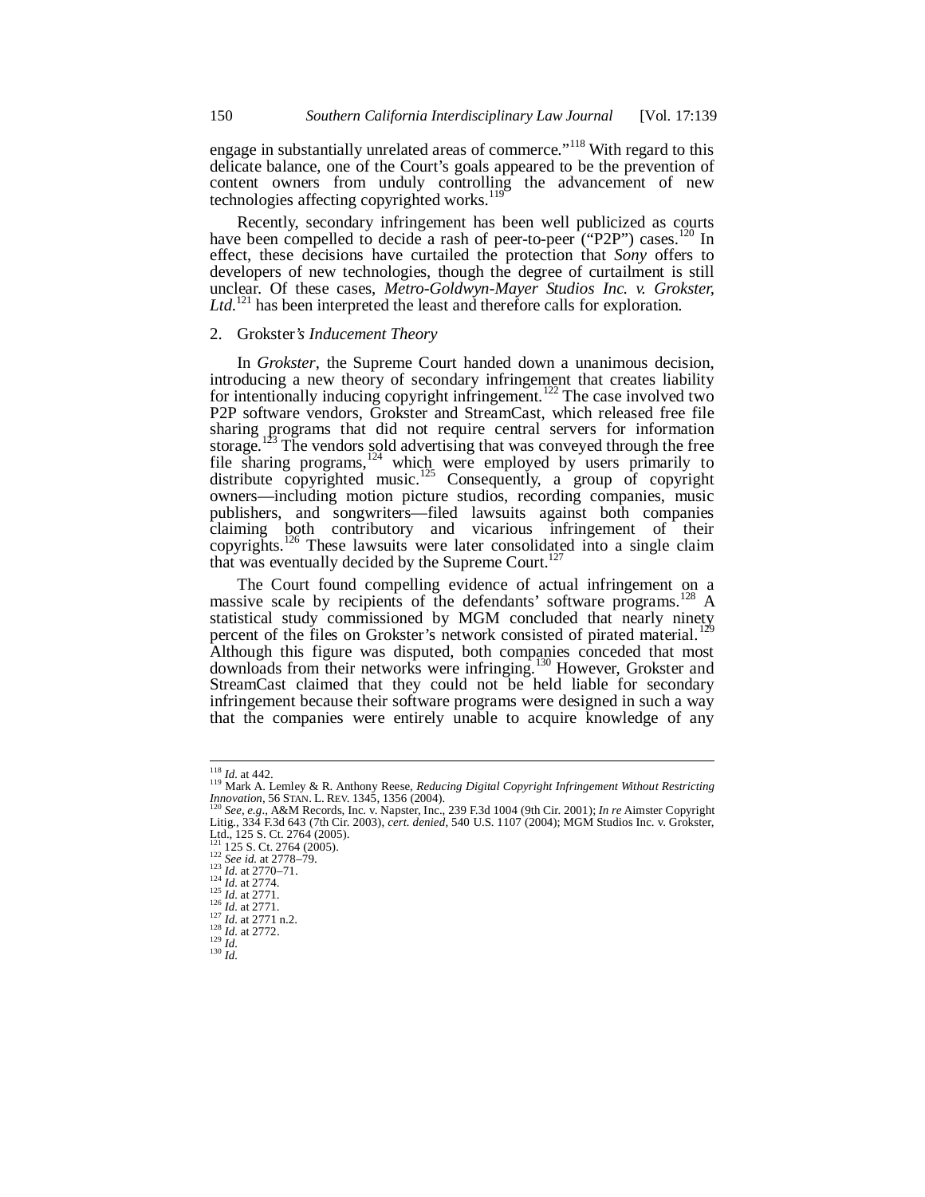engage in substantially unrelated areas of commerce."[118] With regard to this delicate balance, one of the Court's goals appeared to be the prevention of content owners from unduly controlling the advancement of new technologies affecting copyrighted works.[119]

Recently, secondary infringement has been well publicized as courts have been compelled to decide a rash of peer-to-peer ("P2P") cases.[120] In effect, these decisions have curtailed the protection that *Sony* offers to developers of new technologies, though the degree of curtailment is still unclear. Of these cases, *Metro-Goldwyn-Mayer Studios Inc. v. Grokster, Ltd.*[121] has been interpreted the least and therefore calls for exploration.

### 2. Grokster*'s Inducement Theory*

In *Grokster*, the Supreme Court handed down a unanimous decision, introducing a new theory of secondary infringement that creates liability for intentionally inducing copyright infringement.[122] The case involved two P2P software vendors, Grokster and StreamCast, which released free file sharing programs that did not require central servers for information storage.[123] The vendors sold advertising that was conveyed through the free file sharing programs,[124] which were employed by users primarily to distribute copyrighted music.[125] Consequently, a group of copyright owners—including motion picture studios, recording companies, music publishers, and songwriters—filed lawsuits against both companies claiming both contributory and vicarious infringement of their copyrights.[126] These lawsuits were later consolidated into a single claim that was eventually decided by the Supreme Court.[127]

The Court found compelling evidence of actual infringement on a massive scale by recipients of the defendants' software programs.[128] A statistical study commissioned by MGM concluded that nearly ninety percent of the files on Grokster's network consisted of pirated material.[129] Although this figure was disputed, both companies conceded that most downloads from their networks were infringing.[130] However, Grokster and StreamCast claimed that they could not be held liable for secondary infringement because their software programs were designed in such a way that the companies were entirely unable to acquire knowledge of any

---

[118] *Id.* at 442.

[119] Mark A. Lemley & R. Anthony Reese, *Reducing Digital Copyright Infringement Without Restricting Innovation*, 56 STAN. L. REV. 1345, 1356 (2004).

[120] *See, e.g.*, A&M Records, Inc. v. Napster, Inc., 239 F.3d 1004 (9th Cir. 2001); *In re* Aimster Copyright Litig., 334 F.3d 643 (7th Cir. 2003), *cert. denied*, 540 U.S. 1107 (2004); MGM Studios Inc. v. Grokster, Ltd., 125 S. Ct. 2764 (2005).

[121] 125 S. Ct. 2764 (2005).

[122] *See id.* at 2778–79.

[123] *Id.* at 2770–71.

[124] *Id.* at 2774.

[125] *Id.* at 2771.

[126] *Id.* at 2771.

[127] *Id.* at 2771 n.2.

[128] *Id.* at 2772.

[129] *Id.*

[130] *Id.*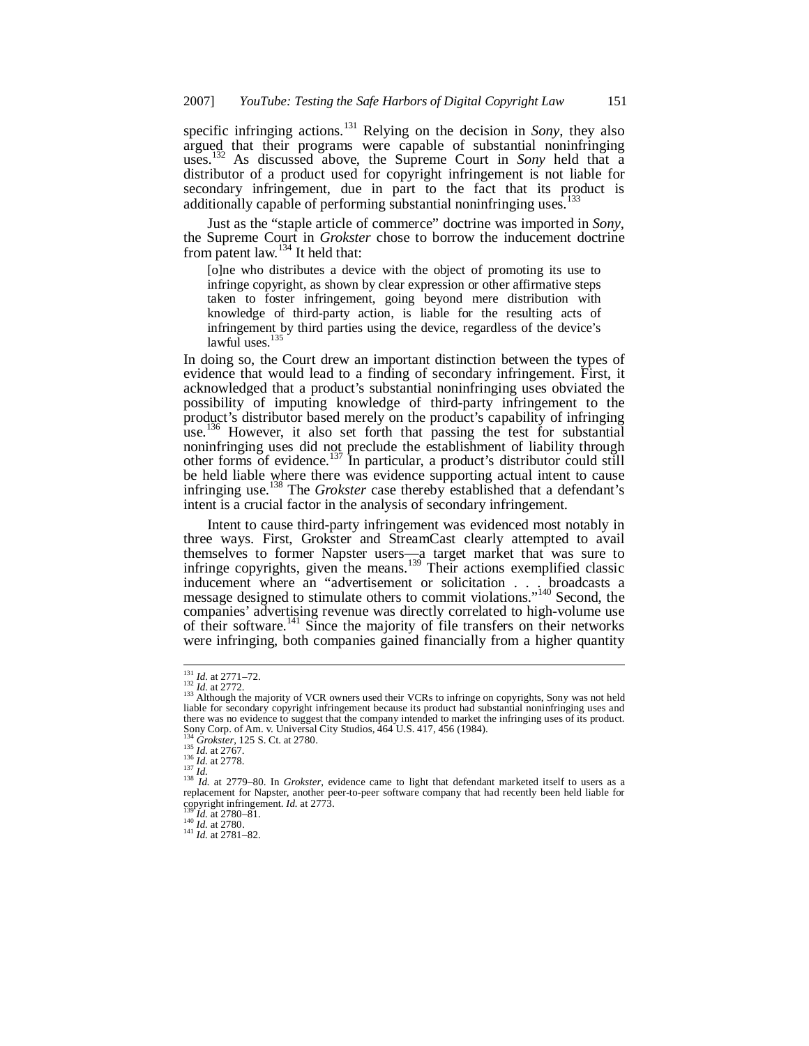specific infringing actions.[131] Relying on the decision in *Sony*, they also argued that their programs were capable of substantial noninfringing uses.[132] As discussed above, the Supreme Court in *Sony* held that a distributor of a product used for copyright infringement is not liable for secondary infringement, due in part to the fact that its product is additionally capable of performing substantial noninfringing uses.[133]

Just as the "staple article of commerce" doctrine was imported in *Sony*, the Supreme Court in *Grokster* chose to borrow the inducement doctrine from patent law.[134] It held that:

> [o]ne who distributes a device with the object of promoting its use to infringe copyright, as shown by clear expression or other affirmative steps taken to foster infringement, going beyond mere distribution with knowledge of third-party action, is liable for the resulting acts of infringement by third parties using the device, regardless of the device's lawful uses.[135]

In doing so, the Court drew an important distinction between the types of evidence that would lead to a finding of secondary infringement. First, it acknowledged that a product's substantial noninfringing uses obviated the possibility of imputing knowledge of third-party infringement to the product's distributor based merely on the product's capability of infringing use.[136] However, it also set forth that passing the test for substantial noninfringing uses did not preclude the establishment of liability through other forms of evidence.[137] In particular, a product's distributor could still be held liable where there was evidence supporting actual intent to cause infringing use.[138] The *Grokster* case thereby established that a defendant's intent is a crucial factor in the analysis of secondary infringement.

Intent to cause third-party infringement was evidenced most notably in three ways. First, Grokster and StreamCast clearly attempted to avail themselves to former Napster users—a target market that was sure to infringe copyrights, given the means.[139] Their actions exemplified classic inducement where an "advertisement or solicitation . . . broadcasts a message designed to stimulate others to commit violations."[140] Second, the companies' advertising revenue was directly correlated to high-volume use of their software.[141] Since the majority of file transfers on their networks were infringing, both companies gained financially from a higher quantity

---

[131] *Id.* at 2771–72.
[132] *Id.* at 2772.
[133] Although the majority of VCR owners used their VCRs to infringe on copyrights, Sony was not held liable for secondary copyright infringement because its product had substantial noninfringing uses and there was no evidence to suggest that the company intended to market the infringing uses of its product. Sony Corp. of Am. v. Universal City Studios, 464 U.S. 417, 456 (1984).
[134] *Grokster*, 125 S. Ct. at 2780.
[135] *Id.* at 2767.
[136] *Id.* at 2778.
[137] *Id.*
[138] *Id.* at 2779–80. In *Grokster*, evidence came to light that defendant marketed itself to users as a replacement for Napster, another peer-to-peer software company that had recently been held liable for copyright infringement. *Id.* at 2773.
[139] *Id.* at 2780–81.
[140] *Id.* at 2780.
[141] *Id.* at 2781–82.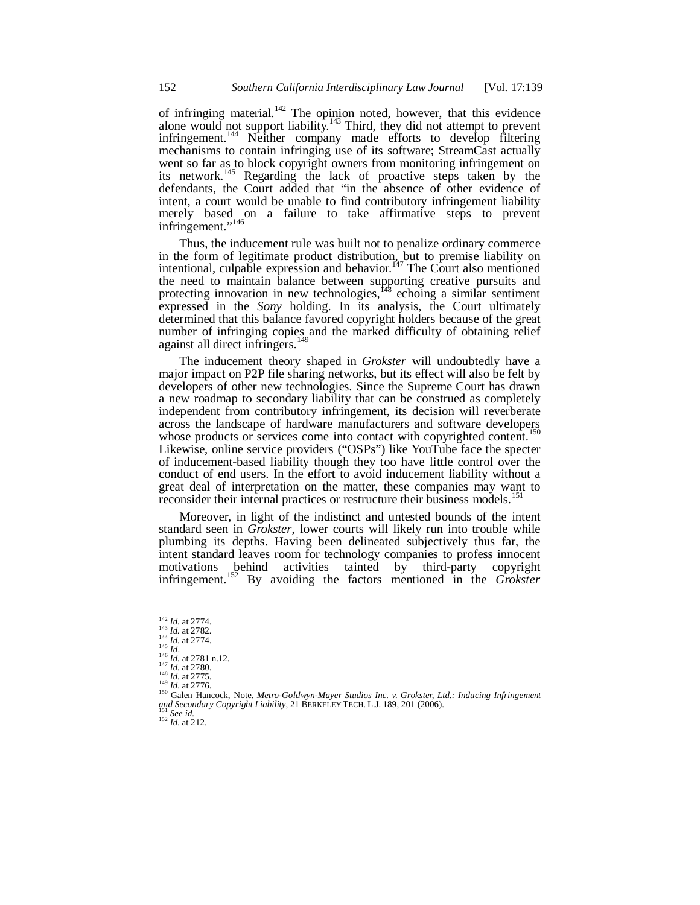of infringing material.[142] The opinion noted, however, that this evidence alone would not support liability.[143] Third, they did not attempt to prevent infringement.[144] Neither company made efforts to develop filtering mechanisms to contain infringing use of its software; StreamCast actually went so far as to block copyright owners from monitoring infringement on its network.[145] Regarding the lack of proactive steps taken by the defendants, the Court added that "in the absence of other evidence of intent, a court would be unable to find contributory infringement liability merely based on a failure to take affirmative steps to prevent infringement."[146]

Thus, the inducement rule was built not to penalize ordinary commerce in the form of legitimate product distribution, but to premise liability on intentional, culpable expression and behavior.[147] The Court also mentioned the need to maintain balance between supporting creative pursuits and protecting innovation in new technologies,[148] echoing a similar sentiment expressed in the *Sony* holding. In its analysis, the Court ultimately determined that this balance favored copyright holders because of the great number of infringing copies and the marked difficulty of obtaining relief against all direct infringers.[149]

The inducement theory shaped in *Grokster* will undoubtedly have a major impact on P2P file sharing networks, but its effect will also be felt by developers of other new technologies. Since the Supreme Court has drawn a new roadmap to secondary liability that can be construed as completely independent from contributory infringement, its decision will reverberate across the landscape of hardware manufacturers and software developers whose products or services come into contact with copyrighted content.[150] Likewise, online service providers ("OSPs") like YouTube face the specter of inducement-based liability though they too have little control over the conduct of end users. In the effort to avoid inducement liability without a great deal of interpretation on the matter, these companies may want to reconsider their internal practices or restructure their business models.[151]

Moreover, in light of the indistinct and untested bounds of the intent standard seen in *Grokster*, lower courts will likely run into trouble while plumbing its depths. Having been delineated subjectively thus far, the intent standard leaves room for technology companies to profess innocent motivations behind activities tainted by third-party copyright infringement.[152] By avoiding the factors mentioned in the *Grokster*

---

[142] *Id.* at 2774.
[143] *Id.* at 2782.
[144] *Id.* at 2774.
[145] *Id.*
[146] *Id.* at 2781 n.12.
[147] *Id.* at 2780.
[148] *Id.* at 2775.
[149] *Id.* at 2776.
[150] Galen Hancock, Note, *Metro-Goldwyn-Mayer Studios Inc. v. Grokster, Ltd.: Inducing Infringement and Secondary Copyright Liability*, 21 BERKELEY TECH. L.J. 189, 201 (2006).
[151] *See id.*
[152] *Id.* at 212.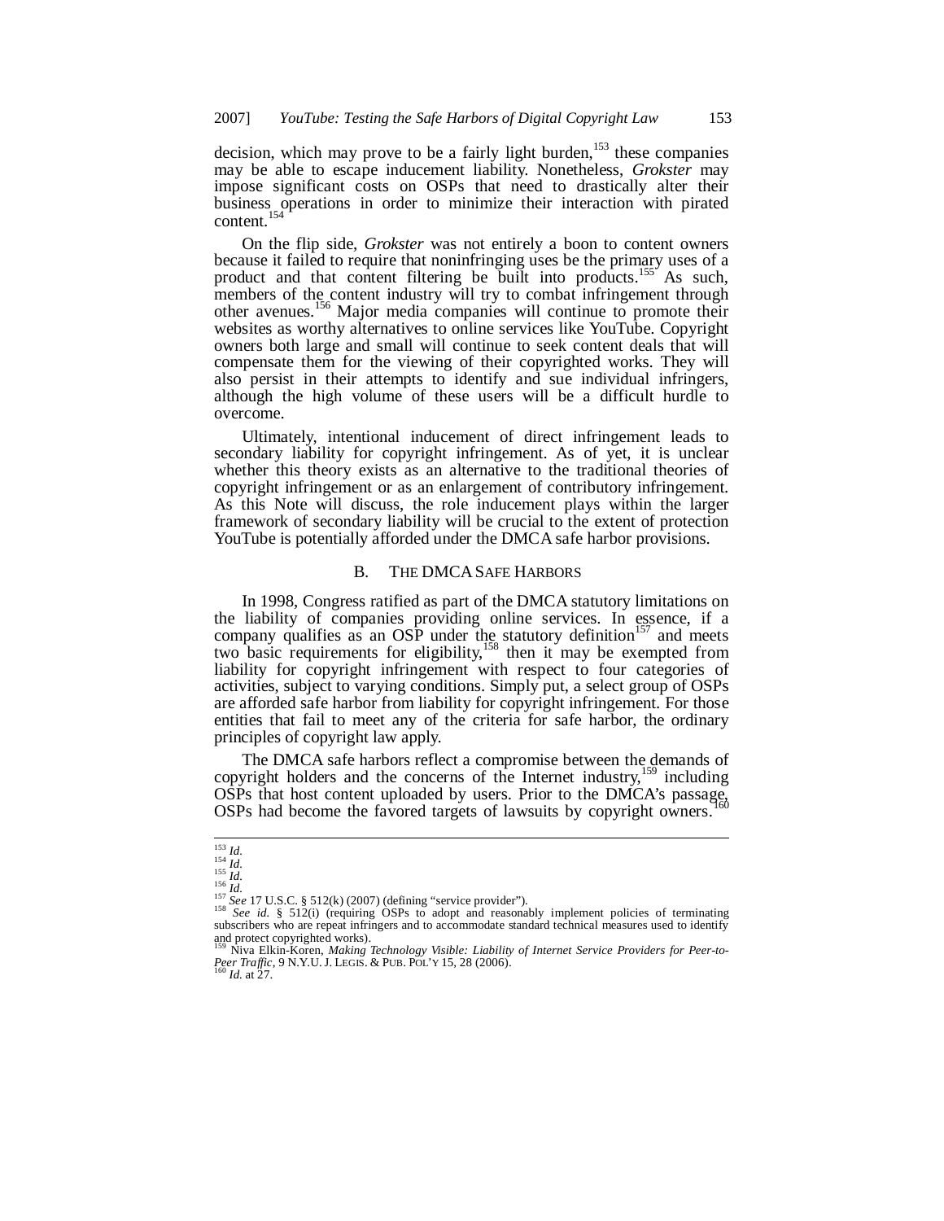decision, which may prove to be a fairly light burden,[153] these companies may be able to escape inducement liability. Nonetheless, *Grokster* may impose significant costs on OSPs that need to drastically alter their business operations in order to minimize their interaction with pirated content.[154]

On the flip side, *Grokster* was not entirely a boon to content owners because it failed to require that noninfringing uses be the primary uses of a product and that content filtering be built into products.[155] As such, members of the content industry will try to combat infringement through other avenues.[156] Major media companies will continue to promote their websites as worthy alternatives to online services like YouTube. Copyright owners both large and small will continue to seek content deals that will compensate them for the viewing of their copyrighted works. They will also persist in their attempts to identify and sue individual infringers, although the high volume of these users will be a difficult hurdle to overcome.

Ultimately, intentional inducement of direct infringement leads to secondary liability for copyright infringement. As of yet, it is unclear whether this theory exists as an alternative to the traditional theories of copyright infringement or as an enlargement of contributory infringement. As this Note will discuss, the role inducement plays within the larger framework of secondary liability will be crucial to the extent of protection YouTube is potentially afforded under the DMCA safe harbor provisions.

### B. THE DMCA SAFE HARBORS

In 1998, Congress ratified as part of the DMCA statutory limitations on the liability of companies providing online services. In essence, if a company qualifies as an OSP under the statutory definition[157] and meets two basic requirements for eligibility,[158] then it may be exempted from liability for copyright infringement with respect to four categories of activities, subject to varying conditions. Simply put, a select group of OSPs are afforded safe harbor from liability for copyright infringement. For those entities that fail to meet any of the criteria for safe harbor, the ordinary principles of copyright law apply.

The DMCA safe harbors reflect a compromise between the demands of copyright holders and the concerns of the Internet industry,[159] including OSPs that host content uploaded by users. Prior to the DMCA's passage, OSPs had become the favored targets of lawsuits by copyright owners.[160]

---

[153] *Id.*
[154] *Id.*
[155] *Id.*
[156] *Id.*
[157] *See* 17 U.S.C. § 512(k) (2007) (defining "service provider").
[158] *See id.* § 512(i) (requiring OSPs to adopt and reasonably implement policies of terminating subscribers who are repeat infringers and to accommodate standard technical measures used to identify and protect copyrighted works).
[159] Niva Elkin-Koren, *Making Technology Visible: Liability of Internet Service Providers for Peer-to-Peer Traffic*, 9 N.Y.U. J. LEGIS. & PUB. POL'Y 15, 28 (2006).
[160] *Id.* at 27.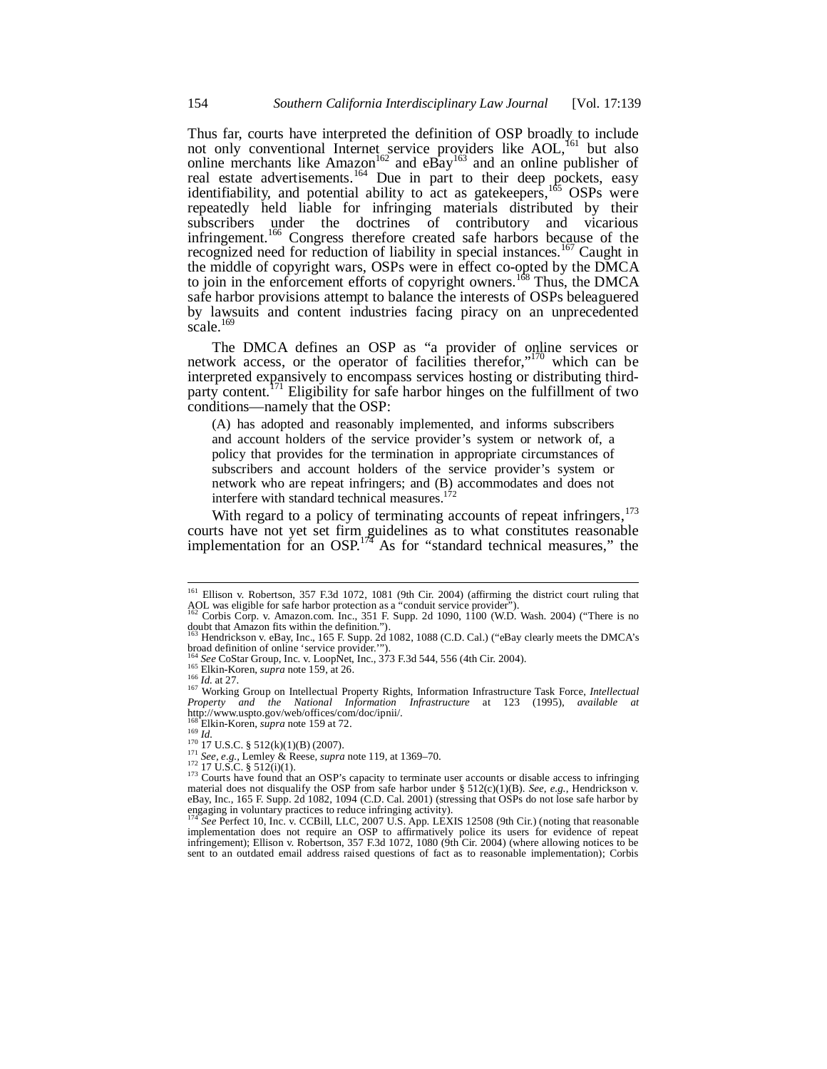Thus far, courts have interpreted the definition of OSP broadly to include not only conventional Internet service providers like AOL,[161] but also online merchants like Amazon[162] and eBay[163] and an online publisher of real estate advertisements.[164] Due in part to their deep pockets, easy identifiability, and potential ability to act as gatekeepers,[165] OSPs were repeatedly held liable for infringing materials distributed by their subscribers under the doctrines of contributory and vicarious infringement.[166] Congress therefore created safe harbors because of the recognized need for reduction of liability in special instances.[167] Caught in the middle of copyright wars, OSPs were in effect co-opted by the DMCA to join in the enforcement efforts of copyright owners.[168] Thus, the DMCA safe harbor provisions attempt to balance the interests of OSPs beleaguered by lawsuits and content industries facing piracy on an unprecedented scale.[169]

The DMCA defines an OSP as "a provider of online services or network access, or the operator of facilities therefor,"[170] which can be interpreted expansively to encompass services hosting or distributing third-party content.[171] Eligibility for safe harbor hinges on the fulfillment of two conditions—namely that the OSP:

> (A) has adopted and reasonably implemented, and informs subscribers and account holders of the service provider's system or network of, a policy that provides for the termination in appropriate circumstances of subscribers and account holders of the service provider's system or network who are repeat infringers; and (B) accommodates and does not interfere with standard technical measures.[172]

With regard to a policy of terminating accounts of repeat infringers,[173] courts have not yet set firm guidelines as to what constitutes reasonable implementation for an OSP.[174] As for "standard technical measures," the

---

[161] Ellison v. Robertson, 357 F.3d 1072, 1081 (9th Cir. 2004) (affirming the district court ruling that AOL was eligible for safe harbor protection as a "conduit service provider").

[162] Corbis Corp. v. Amazon.com. Inc., 351 F. Supp. 2d 1090, 1100 (W.D. Wash. 2004) ("There is no doubt that Amazon fits within the definition.").

[163] Hendrickson v. eBay, Inc., 165 F. Supp. 2d 1082, 1088 (C.D. Cal.) ("eBay clearly meets the DMCA's broad definition of online 'service provider.'").

[164] *See* CoStar Group, Inc. v. LoopNet, Inc., 373 F.3d 544, 556 (4th Cir. 2004).

[165] Elkin-Koren, *supra* note 159, at 26.

[166] *Id.* at 27.

[167] Working Group on Intellectual Property Rights, Information Infrastructure Task Force, *Intellectual Property and the National Information Infrastructure* at 123 (1995), *available at* http://www.uspto.gov/web/offices/com/doc/ipnii/.

[168] Elkin-Koren, *supra* note 159 at 72.

[169] *Id.*

[170] 17 U.S.C. § 512(k)(1)(B) (2007).

[171] *See, e.g.*, Lemley & Reese, *supra* note 119, at 1369–70.

[172] 17 U.S.C. § 512(i)(1).

[173] Courts have found that an OSP's capacity to terminate user accounts or disable access to infringing material does not disqualify the OSP from safe harbor under § 512(c)(1)(B). *See, e.g.*, Hendrickson v. eBay, Inc., 165 F. Supp. 2d 1082, 1094 (C.D. Cal. 2001) (stressing that OSPs do not lose safe harbor by engaging in voluntary practices to reduce infringing activity).

[174] *See* Perfect 10, Inc. v. CCBill, LLC, 2007 U.S. App. LEXIS 12508 (9th Cir.) (noting that reasonable implementation does not require an OSP to affirmatively police its users for evidence of repeat infringement); Ellison v. Robertson, 357 F.3d 1072, 1080 (9th Cir. 2004) (where allowing notices to be sent to an outdated email address raised questions of fact as to reasonable implementation); Corbis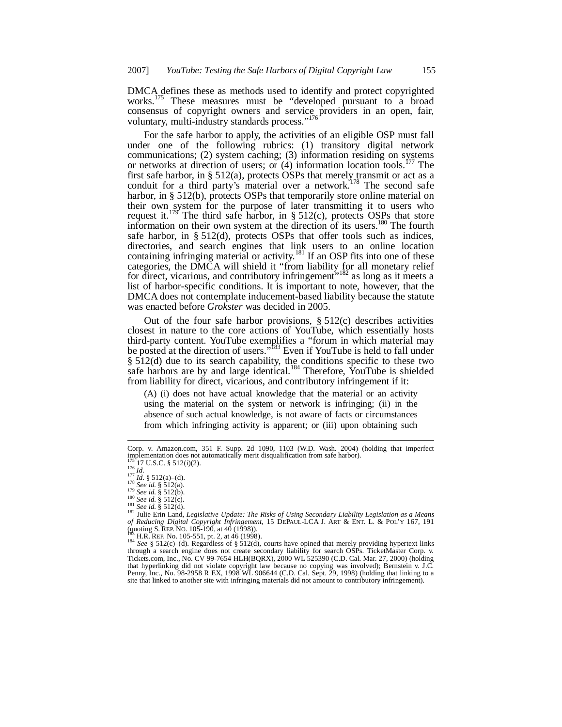DMCA defines these as methods used to identify and protect copyrighted works.[175] These measures must be "developed pursuant to a broad consensus of copyright owners and service providers in an open, fair, voluntary, multi-industry standards process."[176]

For the safe harbor to apply, the activities of an eligible OSP must fall under one of the following rubrics: (1) transitory digital network communications; (2) system caching; (3) information residing on systems or networks at direction of users; or (4) information location tools.[177] The first safe harbor, in § 512(a), protects OSPs that merely transmit or act as a conduit for a third party's material over a network.[178] The second safe harbor, in § 512(b), protects OSPs that temporarily store online material on their own system for the purpose of later transmitting it to users who request it.[179] The third safe harbor, in § 512(c), protects OSPs that store information on their own system at the direction of its users.[180] The fourth safe harbor, in § 512(d), protects OSPs that offer tools such as indices, directories, and search engines that link users to an online location containing infringing material or activity.[181] If an OSP fits into one of these categories, the DMCA will shield it "from liability for all monetary relief for direct, vicarious, and contributory infringement"[182] as long as it meets a list of harbor-specific conditions. It is important to note, however, that the DMCA does not contemplate inducement-based liability because the statute was enacted before *Grokster* was decided in 2005.

Out of the four safe harbor provisions, § 512(c) describes activities closest in nature to the core actions of YouTube, which essentially hosts third-party content. YouTube exemplifies a "forum in which material may be posted at the direction of users."[183] Even if YouTube is held to fall under § 512(d) due to its search capability, the conditions specific to these two safe harbors are by and large identical.[184] Therefore, YouTube is shielded from liability for direct, vicarious, and contributory infringement if it:

> (A) (i) does not have actual knowledge that the material or an activity using the material on the system or network is infringing; (ii) in the absence of such actual knowledge, is not aware of facts or circumstances from which infringing activity is apparent; or (iii) upon obtaining such

---

Corp. v. Amazon.com, 351 F. Supp. 2d 1090, 1103 (W.D. Wash. 2004) (holding that imperfect implementation does not automatically merit disqualification from safe harbor).

[175] 17 U.S.C. § 512(i)(2).

[176] *Id.*

[177] *Id.* § 512(a)–(d).

[178] *See id.* § 512(a).

[179] *See id.* § 512(b).

[180] *See id.* § 512(c).

[181] *See id.* § 512(d).

[182] Julie Erin Land, *Legislative Update: The Risks of Using Secondary Liability Legislation as a Means of Reducing Digital Copyright Infringement*, 15 DEPAUL-LCA J. ART & ENT. L. & POL'Y 167, 191 (quoting S. REP. NO. 105-190, at 40 (1998)).

[183] H.R. REP. No. 105-551, pt. 2, at 46 (1998).

[184] *See* § 512(c)–(d). Regardless of § 512(d), courts have opined that merely providing hypertext links through a search engine does not create secondary liability for search OSPs. TicketMaster Corp. v. Tickets.com, Inc., No. CV 99-7654 HLH(BQRX), 2000 WL 525390 (C.D. Cal. Mar. 27, 2000) (holding that hyperlinking did not violate copyright law because no copying was involved); Bernstein v. J.C. Penny, Inc., No. 98-2958 R EX, 1998 WL 906644 (C.D. Cal. Sept. 29, 1998) (holding that linking to a site that linked to another site with infringing materials did not amount to contributory infringement).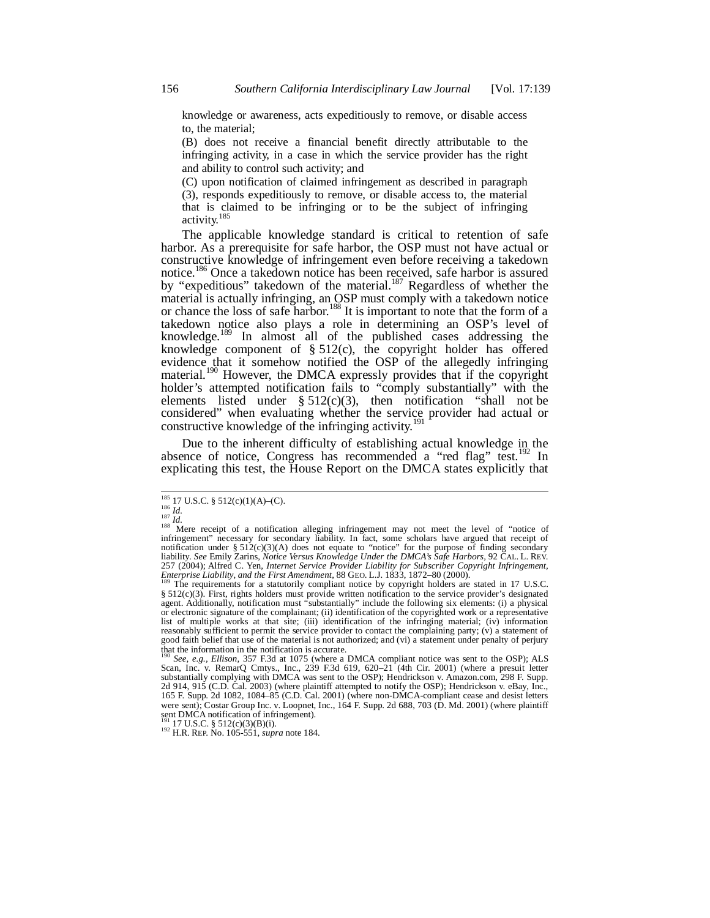knowledge or awareness, acts expeditiously to remove, or disable access to, the material;

(B) does not receive a financial benefit directly attributable to the infringing activity, in a case in which the service provider has the right and ability to control such activity; and

(C) upon notification of claimed infringement as described in paragraph (3), responds expeditiously to remove, or disable access to, the material that is claimed to be infringing or to be the subject of infringing activity.[185]

The applicable knowledge standard is critical to retention of safe harbor. As a prerequisite for safe harbor, the OSP must not have actual or constructive knowledge of infringement even before receiving a takedown notice.[186] Once a takedown notice has been received, safe harbor is assured by "expeditious" takedown of the material.[187] Regardless of whether the material is actually infringing, an OSP must comply with a takedown notice or chance the loss of safe harbor.[188] It is important to note that the form of a takedown notice also plays a role in determining an OSP's level of knowledge.[189] In almost all of the published cases addressing the knowledge component of § 512(c), the copyright holder has offered evidence that it somehow notified the OSP of the allegedly infringing material.[190] However, the DMCA expressly provides that if the copyright holder's attempted notification fails to "comply substantially" with the elements listed under § 512(c)(3), then notification "shall not be considered" when evaluating whether the service provider had actual or constructive knowledge of the infringing activity.[191]

Due to the inherent difficulty of establishing actual knowledge in the absence of notice, Congress has recommended a "red flag" test.[192] In explicating this test, the House Report on the DMCA states explicitly that

---

[185] 17 U.S.C. § 512(c)(1)(A)–(C).

[186] *Id.*

[187] *Id.*

[188] Mere receipt of a notification alleging infringement may not meet the level of "notice of infringement" necessary for secondary liability. In fact, some scholars have argued that receipt of notification under § 512(c)(3)(A) does not equate to "notice" for the purpose of finding secondary liability. *See* Emily Zarins, *Notice Versus Knowledge Under the DMCA's Safe Harbors*, 92 CAL. L. REV. 257 (2004); Alfred C. Yen, *Internet Service Provider Liability for Subscriber Copyright Infringement, Enterprise Liability, and the First Amendment*, 88 GEO. L.J. 1833, 1872–80 (2000).

[189] The requirements for a statutorily compliant notice by copyright holders are stated in 17 U.S.C. § 512(c)(3). First, rights holders must provide written notification to the service provider's designated agent. Additionally, notification must "substantially" include the following six elements: (i) a physical or electronic signature of the complainant; (ii) identification of the copyrighted work or a representative list of multiple works at that site; (iii) identification of the infringing material; (iv) information reasonably sufficient to permit the service provider to contact the complaining party; (v) a statement of good faith belief that use of the material is not authorized; and (vi) a statement under penalty of perjury that the information in the notification is accurate.

[190] *See, e.g.*, *Ellison*, 357 F.3d at 1075 (where a DMCA compliant notice was sent to the OSP); ALS Scan, Inc. v. RemarQ Cmtys., Inc., 239 F.3d 619, 620–21 (4th Cir. 2001) (where a presuit letter substantially complying with DMCA was sent to the OSP); Hendrickson v. Amazon.com, 298 F. Supp. 2d 914, 915 (C.D. Cal. 2003) (where plaintiff attempted to notify the OSP); Hendrickson v. eBay, Inc., 165 F. Supp. 2d 1082, 1084–85 (C.D. Cal. 2001) (where non-DMCA-compliant cease and desist letters were sent); Costar Group Inc. v. Loopnet, Inc., 164 F. Supp. 2d 688, 703 (D. Md. 2001) (where plaintiff sent DMCA notification of infringement).

[191] 17 U.S.C. § 512(c)(3)(B)(i).

[192] H.R. REP. No. 105-551, *supra* note 184.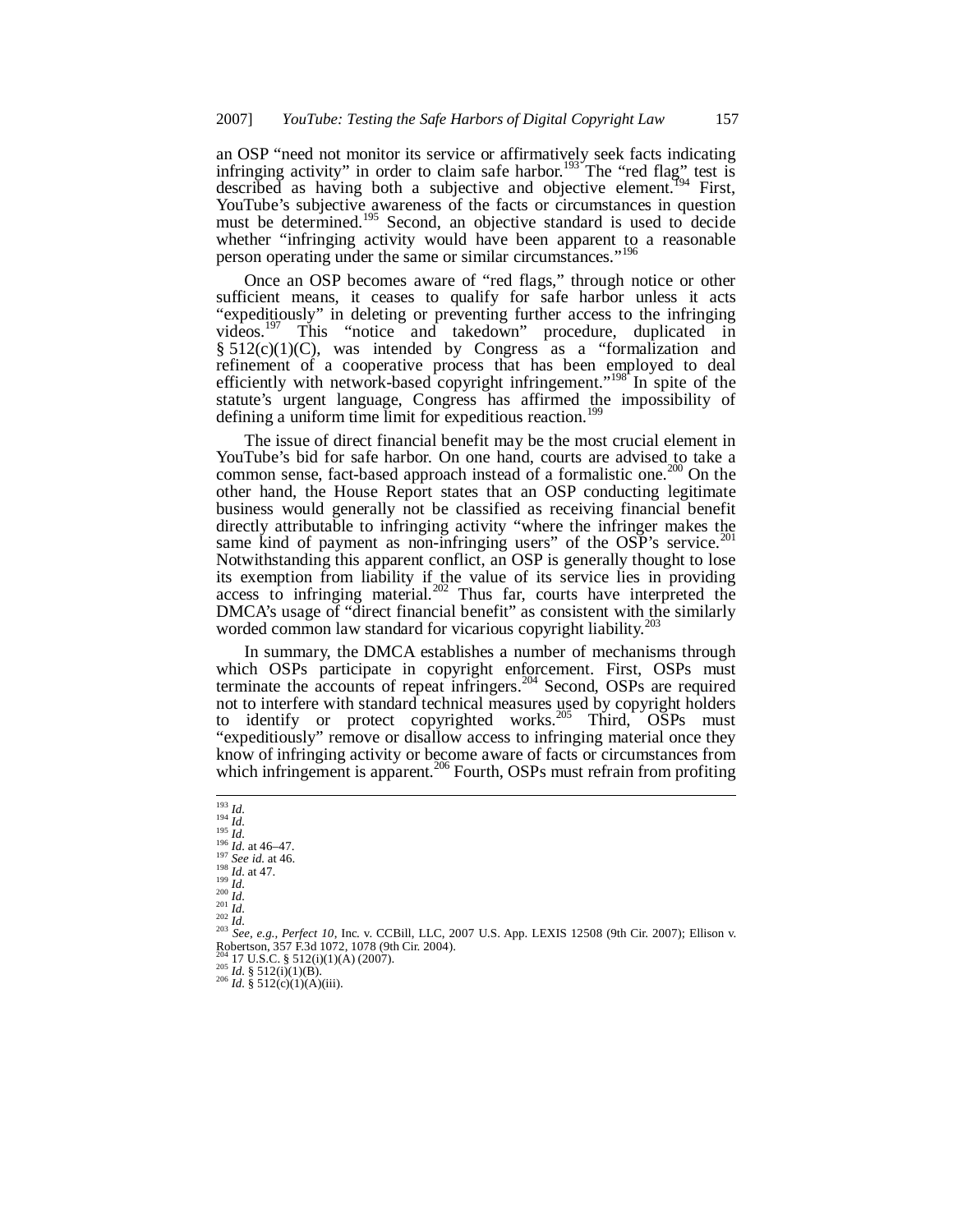an OSP "need not monitor its service or affirmatively seek facts indicating infringing activity" in order to claim safe harbor.[193] The "red flag" test is described as having both a subjective and objective element.[194] First, YouTube's subjective awareness of the facts or circumstances in question must be determined.[195] Second, an objective standard is used to decide whether "infringing activity would have been apparent to a reasonable person operating under the same or similar circumstances."[196]

Once an OSP becomes aware of "red flags," through notice or other sufficient means, it ceases to qualify for safe harbor unless it acts "expeditiously" in deleting or preventing further access to the infringing videos.[197] This "notice and takedown" procedure, duplicated in § 512(c)(1)(C), was intended by Congress as a "formalization and refinement of a cooperative process that has been employed to deal efficiently with network-based copyright infringement."[198] In spite of the statute's urgent language, Congress has affirmed the impossibility of defining a uniform time limit for expeditious reaction.[199]

The issue of direct financial benefit may be the most crucial element in YouTube's bid for safe harbor. On one hand, courts are advised to take a common sense, fact-based approach instead of a formalistic one.[200] On the other hand, the House Report states that an OSP conducting legitimate business would generally not be classified as receiving financial benefit directly attributable to infringing activity "where the infringer makes the same kind of payment as non-infringing users" of the OSP's service.[201] Notwithstanding this apparent conflict, an OSP is generally thought to lose its exemption from liability if the value of its service lies in providing access to infringing material.[202] Thus far, courts have interpreted the DMCA's usage of "direct financial benefit" as consistent with the similarly worded common law standard for vicarious copyright liability.[203]

In summary, the DMCA establishes a number of mechanisms through which OSPs participate in copyright enforcement. First, OSPs must terminate the accounts of repeat infringers.[204] Second, OSPs are required not to interfere with standard technical measures used by copyright holders to identify or protect copyrighted works.[205] Third, OSPs must "expeditiously" remove or disallow access to infringing material once they know of infringing activity or become aware of facts or circumstances from which infringement is apparent.[206] Fourth, OSPs must refrain from profiting

---

[193] *Id.*
[194] *Id.*
[195] *Id.*
[196] *Id.* at 46–47.
[197] *See id.* at 46.
[198] *Id.* at 47.
[199] *Id.*
[200] *Id.*
[201] *Id.*
[202] *Id.*
[203] *See, e.g.*, *Perfect 10*, Inc. v. CCBill, LLC, 2007 U.S. App. LEXIS 12508 (9th Cir. 2007); Ellison v. Robertson, 357 F.3d 1072, 1078 (9th Cir. 2004).
[204] 17 U.S.C. § 512(i)(1)(A) (2007).
[205] *Id.* § 512(i)(1)(B).
[206] *Id.* § 512(c)(1)(A)(iii).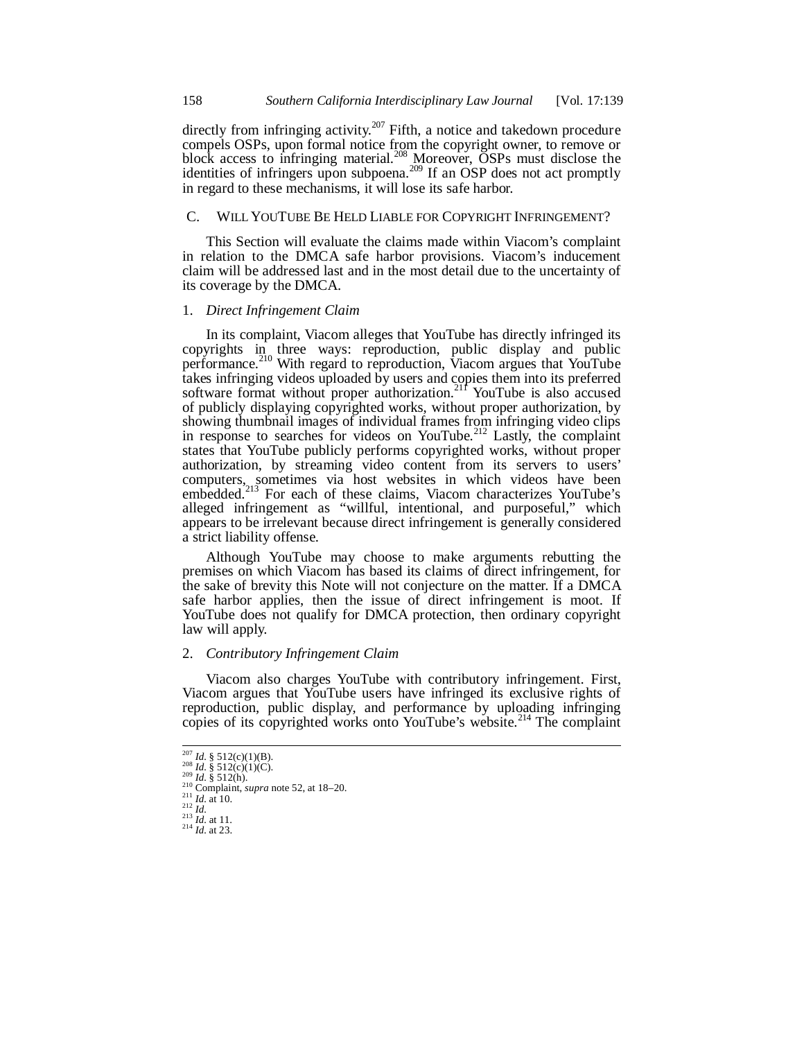directly from infringing activity.[207] Fifth, a notice and takedown procedure compels OSPs, upon formal notice from the copyright owner, to remove or block access to infringing material.[208] Moreover, OSPs must disclose the identities of infringers upon subpoena.[209] If an OSP does not act promptly in regard to these mechanisms, it will lose its safe harbor.

## C. WILL YOUTUBE BE HELD LIABLE FOR COPYRIGHT INFRINGEMENT?

This Section will evaluate the claims made within Viacom's complaint in relation to the DMCA safe harbor provisions. Viacom's inducement claim will be addressed last and in the most detail due to the uncertainty of its coverage by the DMCA.

### 1. *Direct Infringement Claim*

In its complaint, Viacom alleges that YouTube has directly infringed its copyrights in three ways: reproduction, public display and public performance.[210] With regard to reproduction, Viacom argues that YouTube takes infringing videos uploaded by users and copies them into its preferred software format without proper authorization.[211] YouTube is also accused of publicly displaying copyrighted works, without proper authorization, by showing thumbnail images of individual frames from infringing video clips in response to searches for videos on YouTube.[212] Lastly, the complaint states that YouTube publicly performs copyrighted works, without proper authorization, by streaming video content from its servers to users' computers, sometimes via host websites in which videos have been embedded.[213] For each of these claims, Viacom characterizes YouTube's alleged infringement as "willful, intentional, and purposeful," which appears to be irrelevant because direct infringement is generally considered a strict liability offense.

Although YouTube may choose to make arguments rebutting the premises on which Viacom has based its claims of direct infringement, for the sake of brevity this Note will not conjecture on the matter. If a DMCA safe harbor applies, then the issue of direct infringement is moot. If YouTube does not qualify for DMCA protection, then ordinary copyright law will apply.

### 2. *Contributory Infringement Claim*

Viacom also charges YouTube with contributory infringement. First, Viacom argues that YouTube users have infringed its exclusive rights of reproduction, public display, and performance by uploading infringing copies of its copyrighted works onto YouTube's website.[214] The complaint

---

[207] *Id.* § 512(c)(1)(B).
[208] *Id.* § 512(c)(1)(C).
[209] *Id.* § 512(h).
[210] Complaint, *supra* note 52, at 18–20.
[211] *Id.* at 10.
[212] *Id.*
[213] *Id.* at 11.
[214] *Id.* at 23.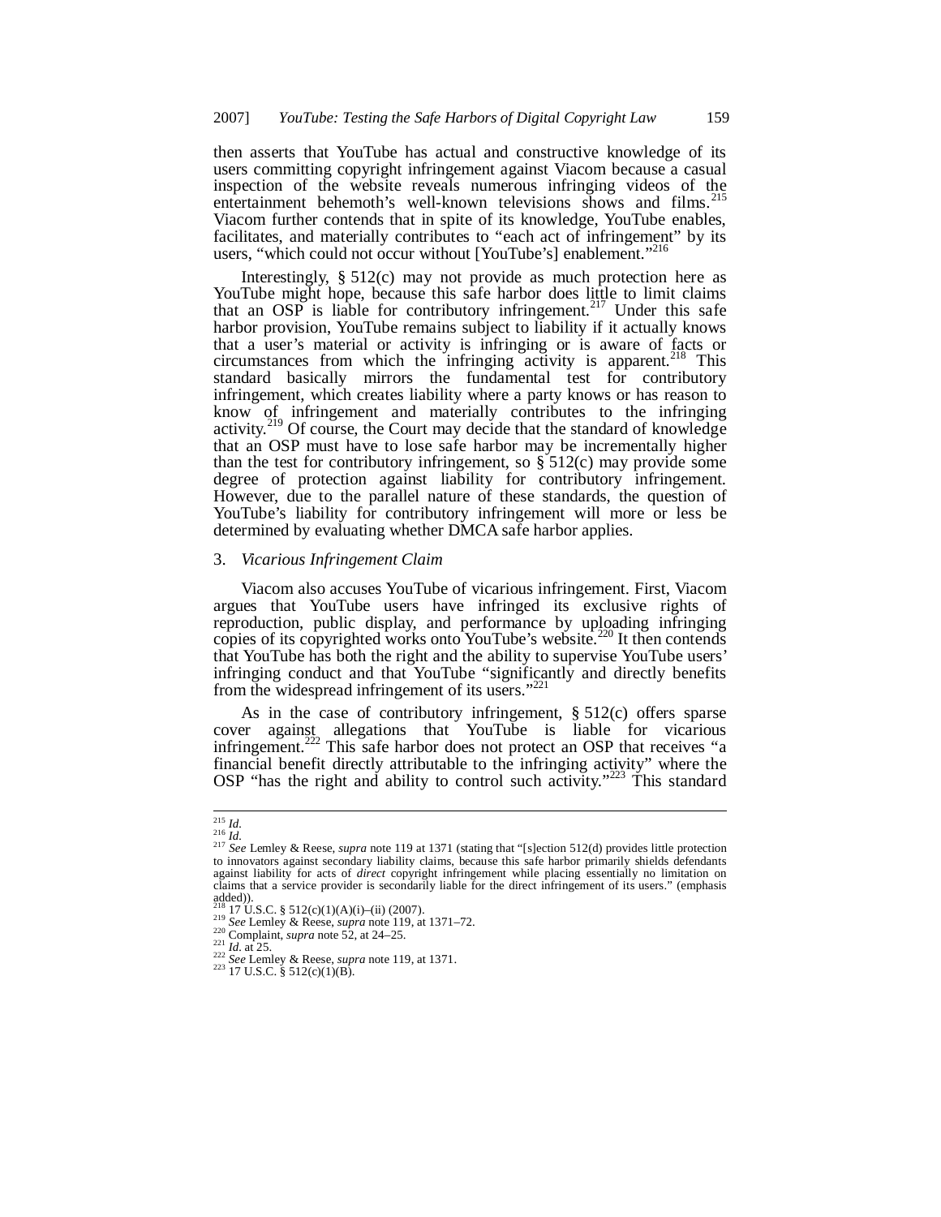then asserts that YouTube has actual and constructive knowledge of its users committing copyright infringement against Viacom because a casual inspection of the website reveals numerous infringing videos of the entertainment behemoth's well-known televisions shows and films.[215] Viacom further contends that in spite of its knowledge, YouTube enables, facilitates, and materially contributes to "each act of infringement" by its users, "which could not occur without [YouTube's] enablement."[216]

Interestingly, § 512(c) may not provide as much protection here as YouTube might hope, because this safe harbor does little to limit claims that an OSP is liable for contributory infringement.[217] Under this safe harbor provision, YouTube remains subject to liability if it actually knows that a user's material or activity is infringing or is aware of facts or circumstances from which the infringing activity is apparent.[218] This standard basically mirrors the fundamental test for contributory infringement, which creates liability where a party knows or has reason to know of infringement and materially contributes to the infringing activity.[219] Of course, the Court may decide that the standard of knowledge that an OSP must have to lose safe harbor may be incrementally higher than the test for contributory infringement, so § 512(c) may provide some degree of protection against liability for contributory infringement. However, due to the parallel nature of these standards, the question of YouTube's liability for contributory infringement will more or less be determined by evaluating whether DMCA safe harbor applies.

### 3. *Vicarious Infringement Claim*

Viacom also accuses YouTube of vicarious infringement. First, Viacom argues that YouTube users have infringed its exclusive rights of reproduction, public display, and performance by uploading infringing copies of its copyrighted works onto YouTube's website.[220] It then contends that YouTube has both the right and the ability to supervise YouTube users' infringing conduct and that YouTube "significantly and directly benefits from the widespread infringement of its users."[221]

As in the case of contributory infringement, § 512(c) offers sparse cover against allegations that YouTube is liable for vicarious infringement.[222] This safe harbor does not protect an OSP that receives "a financial benefit directly attributable to the infringing activity" where the OSP "has the right and ability to control such activity."[223] This standard

---

[215] *Id.*
[216] *Id.*
[217] *See* Lemley & Reese, *supra* note 119 at 1371 (stating that "[s]ection 512(d) provides little protection to innovators against secondary liability claims, because this safe harbor primarily shields defendants against liability for acts of *direct* copyright infringement while placing essentially no limitation on claims that a service provider is secondarily liable for the direct infringement of its users." (emphasis added)).
[218] 17 U.S.C. § 512(c)(1)(A)(i)–(ii) (2007).
[219] *See* Lemley & Reese, *supra* note 119, at 1371–72.
[220] Complaint, *supra* note 52, at 24–25.
[221] *Id.* at 25.
[222] *See* Lemley & Reese, *supra* note 119, at 1371.
[223] 17 U.S.C. § 512(c)(1)(B).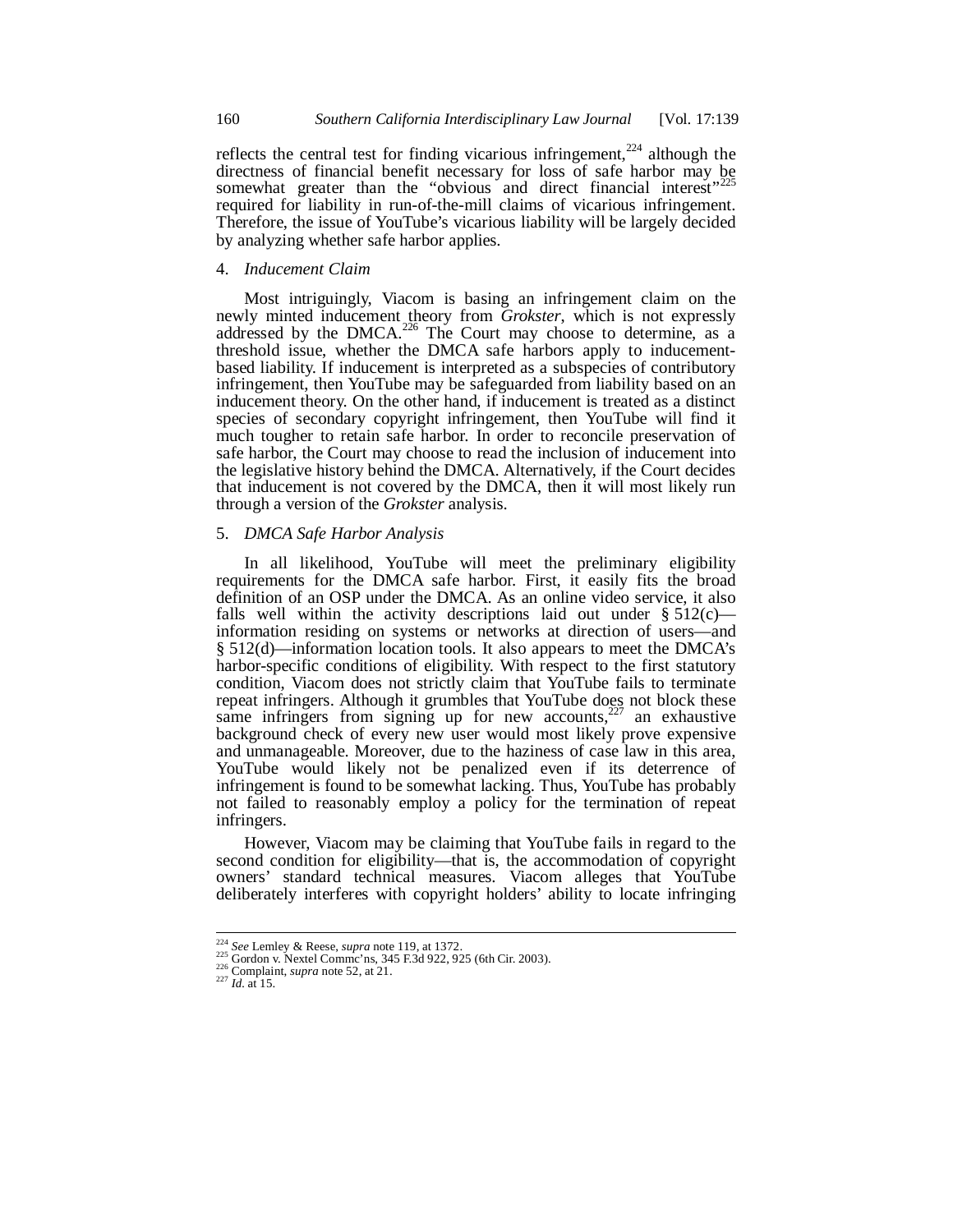reflects the central test for finding vicarious infringement,[224] although the directness of financial benefit necessary for loss of safe harbor may be somewhat greater than the "obvious and direct financial interest"[225] required for liability in run-of-the-mill claims of vicarious infringement. Therefore, the issue of YouTube's vicarious liability will be largely decided by analyzing whether safe harbor applies.

#### 4. *Inducement Claim*

Most intriguingly, Viacom is basing an infringement claim on the newly minted inducement theory from *Grokster*, which is not expressly addressed by the DMCA.[226] The Court may choose to determine, as a threshold issue, whether the DMCA safe harbors apply to inducement-based liability. If inducement is interpreted as a subspecies of contributory infringement, then YouTube may be safeguarded from liability based on an inducement theory. On the other hand, if inducement is treated as a distinct species of secondary copyright infringement, then YouTube will find it much tougher to retain safe harbor. In order to reconcile preservation of safe harbor, the Court may choose to read the inclusion of inducement into the legislative history behind the DMCA. Alternatively, if the Court decides that inducement is not covered by the DMCA, then it will most likely run through a version of the *Grokster* analysis.

#### 5. *DMCA Safe Harbor Analysis*

In all likelihood, YouTube will meet the preliminary eligibility requirements for the DMCA safe harbor. First, it easily fits the broad definition of an OSP under the DMCA. As an online video service, it also falls well within the activity descriptions laid out under § 512(c)—information residing on systems or networks at direction of users—and § 512(d)—information location tools. It also appears to meet the DMCA's harbor-specific conditions of eligibility. With respect to the first statutory condition, Viacom does not strictly claim that YouTube fails to terminate repeat infringers. Although it grumbles that YouTube does not block these same infringers from signing up for new accounts,[227] an exhaustive background check of every new user would most likely prove expensive and unmanageable. Moreover, due to the haziness of case law in this area, YouTube would likely not be penalized even if its deterrence of infringement is found to be somewhat lacking. Thus, YouTube has probably not failed to reasonably employ a policy for the termination of repeat infringers.

However, Viacom may be claiming that YouTube fails in regard to the second condition for eligibility—that is, the accommodation of copyright owners' standard technical measures. Viacom alleges that YouTube deliberately interferes with copyright holders' ability to locate infringing

---

[224] *See* Lemley & Reese, *supra* note 119, at 1372.

[225] Gordon v. Nextel Commc'ns, 345 F.3d 922, 925 (6th Cir. 2003).

[226] Complaint, *supra* note 52, at 21.

[227] *Id.* at 15.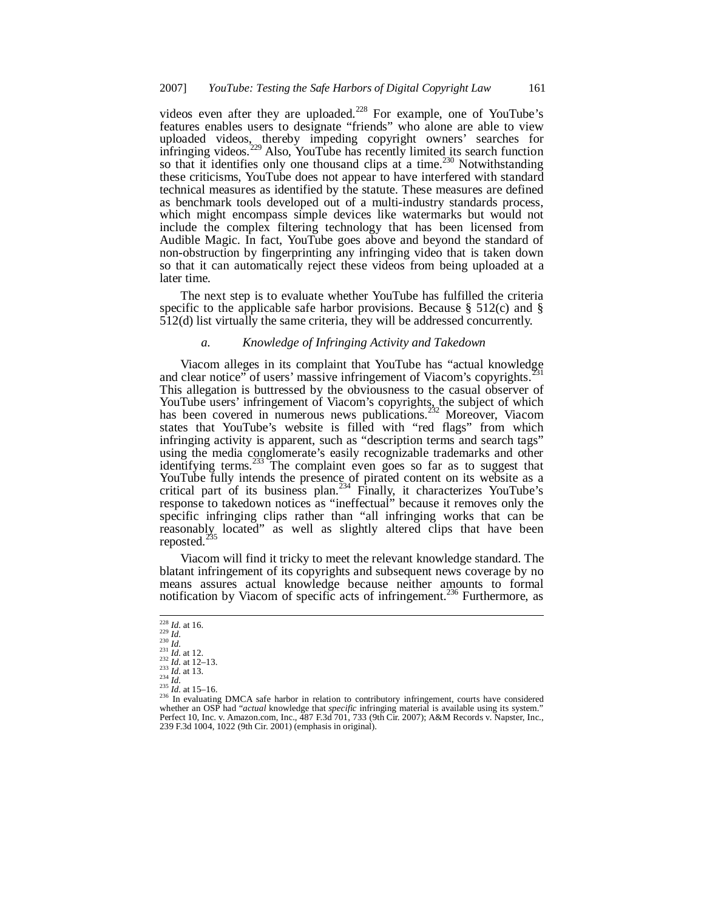videos even after they are uploaded.[228] For example, one of YouTube's features enables users to designate "friends" who alone are able to view uploaded videos, thereby impeding copyright owners' searches for infringing videos.[229] Also, YouTube has recently limited its search function so that it identifies only one thousand clips at a time.[230] Notwithstanding these criticisms, YouTube does not appear to have interfered with standard technical measures as identified by the statute. These measures are defined as benchmark tools developed out of a multi-industry standards process, which might encompass simple devices like watermarks but would not include the complex filtering technology that has been licensed from Audible Magic. In fact, YouTube goes above and beyond the standard of non-obstruction by fingerprinting any infringing video that is taken down so that it can automatically reject these videos from being uploaded at a later time.

The next step is to evaluate whether YouTube has fulfilled the criteria specific to the applicable safe harbor provisions. Because § 512(c) and § 512(d) list virtually the same criteria, they will be addressed concurrently.

#### *a. Knowledge of Infringing Activity and Takedown*

Viacom alleges in its complaint that YouTube has "actual knowledge and clear notice" of users' massive infringement of Viacom's copyrights.[231] This allegation is buttressed by the obviousness to the casual observer of YouTube users' infringement of Viacom's copyrights, the subject of which has been covered in numerous news publications.[232] Moreover, Viacom states that YouTube's website is filled with "red flags" from which infringing activity is apparent, such as "description terms and search tags" using the media conglomerate's easily recognizable trademarks and other identifying terms.[233] The complaint even goes so far as to suggest that YouTube fully intends the presence of pirated content on its website as a critical part of its business plan.[234] Finally, it characterizes YouTube's response to takedown notices as "ineffectual" because it removes only the specific infringing clips rather than "all infringing works that can be reasonably located" as well as slightly altered clips that have been reposted.[235]

Viacom will find it tricky to meet the relevant knowledge standard. The blatant infringement of its copyrights and subsequent news coverage by no means assures actual knowledge because neither amounts to formal notification by Viacom of specific acts of infringement.[236] Furthermore, as

---

[228] *Id.* at 16.
[229] *Id.*
[230] *Id.*
[231] *Id.* at 12.
[232] *Id.* at 12–13.
[233] *Id.* at 13.
[234] *Id.*
[235] *Id.* at 15–16.
[236] In evaluating DMCA safe harbor in relation to contributory infringement, courts have considered whether an OSP had "*actual* knowledge that *specific* infringing material is available using its system." Perfect 10, Inc. v. Amazon.com, Inc., 487 F.3d 701, 733 (9th Cir. 2007); A&M Records v. Napster, Inc., 239 F.3d 1004, 1022 (9th Cir. 2001) (emphasis in original).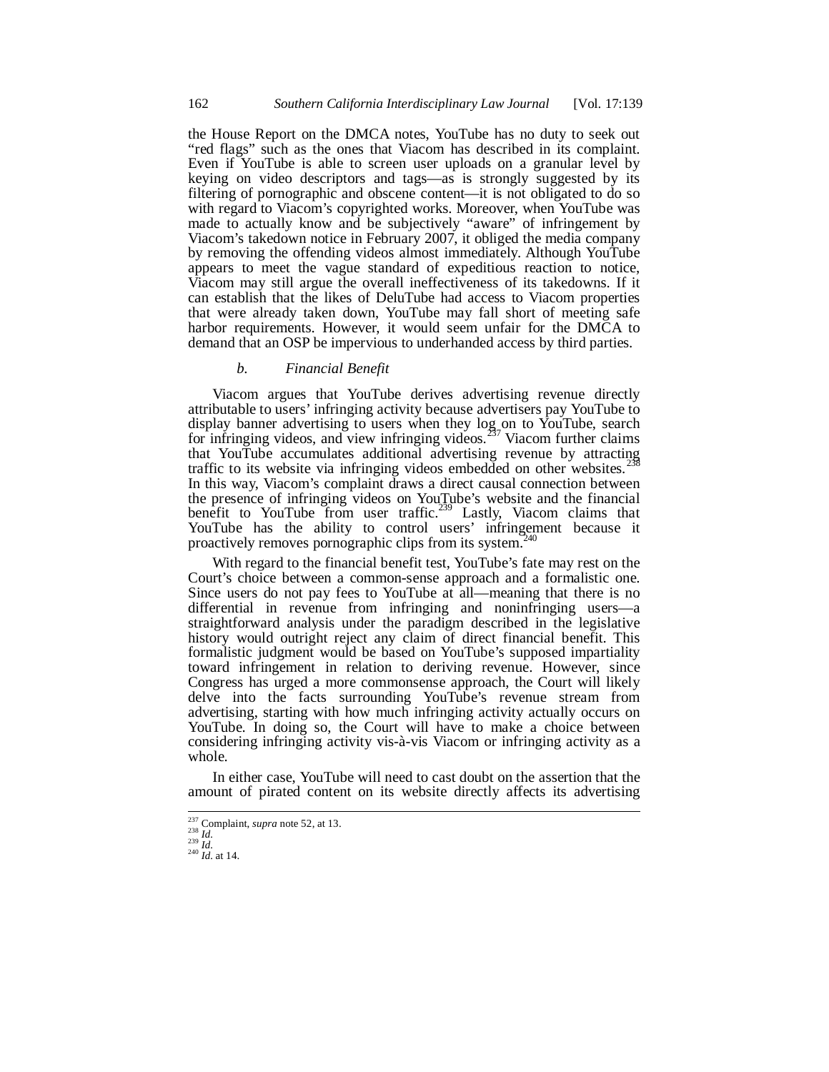the House Report on the DMCA notes, YouTube has no duty to seek out "red flags" such as the ones that Viacom has described in its complaint. Even if YouTube is able to screen user uploads on a granular level by keying on video descriptors and tags—as is strongly suggested by its filtering of pornographic and obscene content—it is not obligated to do so with regard to Viacom's copyrighted works. Moreover, when YouTube was made to actually know and be subjectively "aware" of infringement by Viacom's takedown notice in February 2007, it obliged the media company by removing the offending videos almost immediately. Although YouTube appears to meet the vague standard of expeditious reaction to notice, Viacom may still argue the overall ineffectiveness of its takedowns. If it can establish that the likes of DeluTube had access to Viacom properties that were already taken down, YouTube may fall short of meeting safe harbor requirements. However, it would seem unfair for the DMCA to demand that an OSP be impervious to underhanded access by third parties.

#### *b. Financial Benefit*

Viacom argues that YouTube derives advertising revenue directly attributable to users' infringing activity because advertisers pay YouTube to display banner advertising to users when they log on to YouTube, search for infringing videos, and view infringing videos.[237] Viacom further claims that YouTube accumulates additional advertising revenue by attracting traffic to its website via infringing videos embedded on other websites.[238] In this way, Viacom's complaint draws a direct causal connection between the presence of infringing videos on YouTube's website and the financial benefit to YouTube from user traffic.[239] Lastly, Viacom claims that YouTube has the ability to control users' infringement because it proactively removes pornographic clips from its system.[240]

With regard to the financial benefit test, YouTube's fate may rest on the Court's choice between a common-sense approach and a formalistic one. Since users do not pay fees to YouTube at all—meaning that there is no differential in revenue from infringing and noninfringing users—a straightforward analysis under the paradigm described in the legislative history would outright reject any claim of direct financial benefit. This formalistic judgment would be based on YouTube's supposed impartiality toward infringement in relation to deriving revenue. However, since Congress has urged a more commonsense approach, the Court will likely delve into the facts surrounding YouTube's revenue stream from advertising, starting with how much infringing activity actually occurs on YouTube. In doing so, the Court will have to make a choice between considering infringing activity vis-à-vis Viacom or infringing activity as a whole.

In either case, YouTube will need to cast doubt on the assertion that the amount of pirated content on its website directly affects its advertising

---

[237] Complaint, *supra* note 52, at 13.
[238] *Id.*
[239] *Id.*
[240] *Id.* at 14.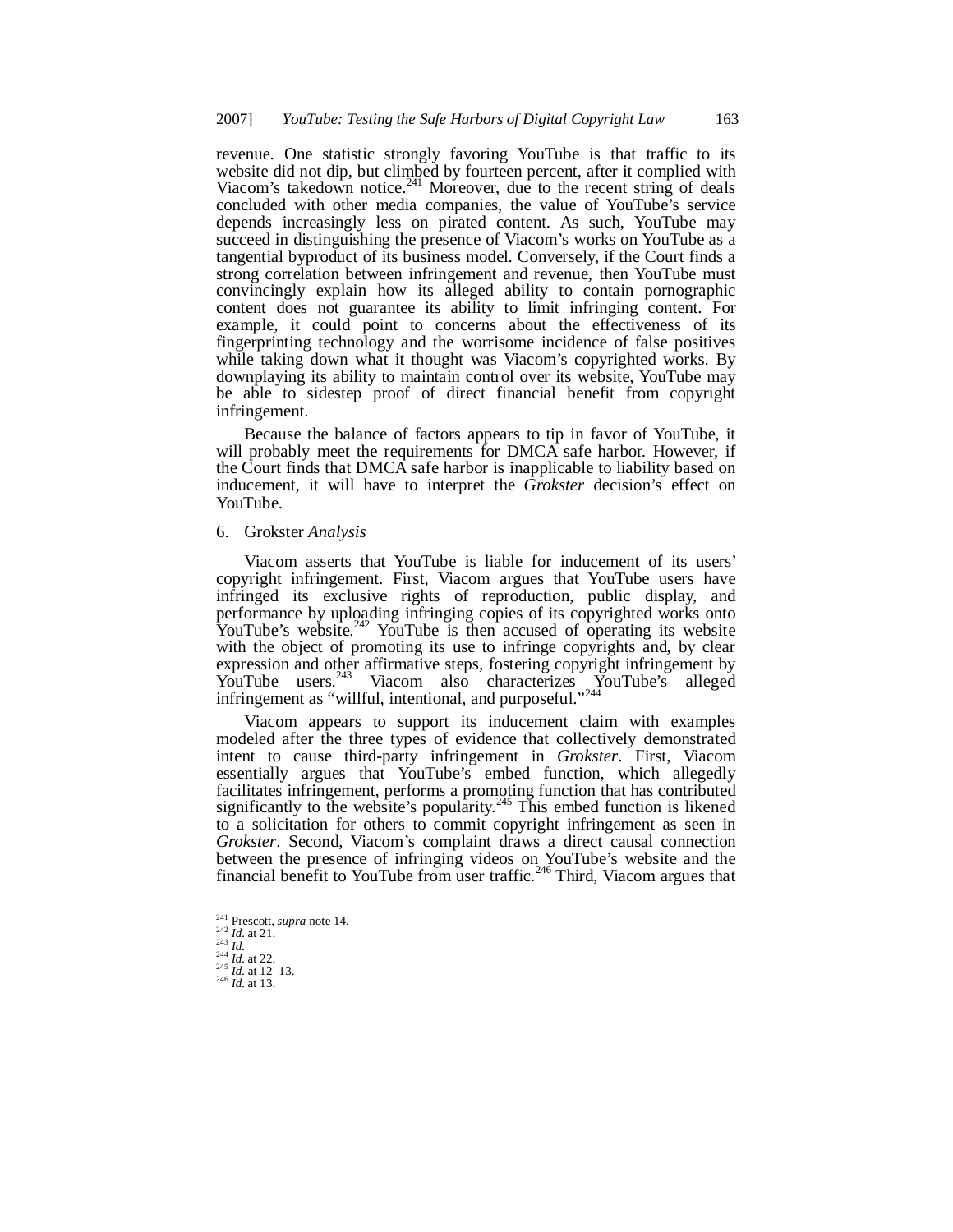revenue. One statistic strongly favoring YouTube is that traffic to its website did not dip, but climbed by fourteen percent, after it complied with Viacom's takedown notice.[241] Moreover, due to the recent string of deals concluded with other media companies, the value of YouTube's service depends increasingly less on pirated content. As such, YouTube may succeed in distinguishing the presence of Viacom's works on YouTube as a tangential byproduct of its business model. Conversely, if the Court finds a strong correlation between infringement and revenue, then YouTube must convincingly explain how its alleged ability to contain pornographic content does not guarantee its ability to limit infringing content. For example, it could point to concerns about the effectiveness of its fingerprinting technology and the worrisome incidence of false positives while taking down what it thought was Viacom's copyrighted works. By downplaying its ability to maintain control over its website, YouTube may be able to sidestep proof of direct financial benefit from copyright infringement.

Because the balance of factors appears to tip in favor of YouTube, it will probably meet the requirements for DMCA safe harbor. However, if the Court finds that DMCA safe harbor is inapplicable to liability based on inducement, it will have to interpret the *Grokster* decision's effect on YouTube.

### 6. Grokster *Analysis*

Viacom asserts that YouTube is liable for inducement of its users' copyright infringement. First, Viacom argues that YouTube users have infringed its exclusive rights of reproduction, public display, and performance by uploading infringing copies of its copyrighted works onto YouTube's website.[242] YouTube is then accused of operating its website with the object of promoting its use to infringe copyrights and, by clear expression and other affirmative steps, fostering copyright infringement by YouTube users.[243] Viacom also characterizes YouTube's alleged infringement as "willful, intentional, and purposeful."[244]

Viacom appears to support its inducement claim with examples modeled after the three types of evidence that collectively demonstrated intent to cause third-party infringement in *Grokster*. First, Viacom essentially argues that YouTube's embed function, which allegedly facilitates infringement, performs a promoting function that has contributed significantly to the website's popularity.[245] This embed function is likened to a solicitation for others to commit copyright infringement as seen in *Grokster*. Second, Viacom's complaint draws a direct causal connection between the presence of infringing videos on YouTube's website and the financial benefit to YouTube from user traffic.[246] Third, Viacom argues that

---

[241] Prescott, *supra* note 14.
[242] *Id.* at 21.
[243] *Id.*
[244] *Id.* at 22.
[245] *Id.* at 12–13.
[246] *Id.* at 13.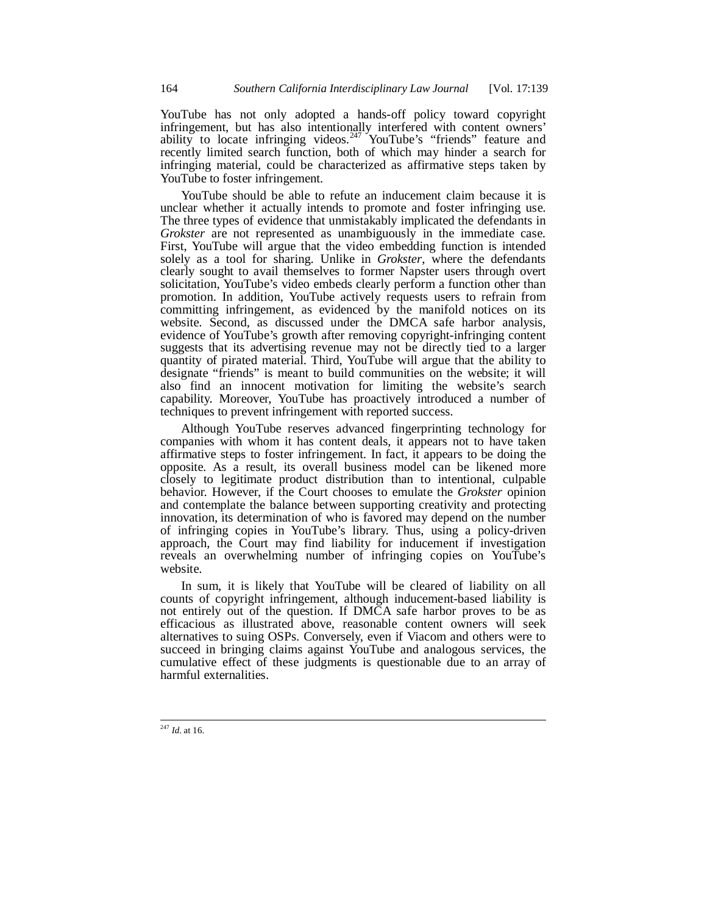YouTube has not only adopted a hands-off policy toward copyright infringement, but has also intentionally interfered with content owners' ability to locate infringing videos.[247] YouTube's "friends" feature and recently limited search function, both of which may hinder a search for infringing material, could be characterized as affirmative steps taken by YouTube to foster infringement.

YouTube should be able to refute an inducement claim because it is unclear whether it actually intends to promote and foster infringing use. The three types of evidence that unmistakably implicated the defendants in *Grokster* are not represented as unambiguously in the immediate case. First, YouTube will argue that the video embedding function is intended solely as a tool for sharing. Unlike in *Grokster*, where the defendants clearly sought to avail themselves to former Napster users through overt solicitation, YouTube's video embeds clearly perform a function other than promotion. In addition, YouTube actively requests users to refrain from committing infringement, as evidenced by the manifold notices on its website. Second, as discussed under the DMCA safe harbor analysis, evidence of YouTube's growth after removing copyright-infringing content suggests that its advertising revenue may not be directly tied to a larger quantity of pirated material. Third, YouTube will argue that the ability to designate "friends" is meant to build communities on the website; it will also find an innocent motivation for limiting the website's search capability. Moreover, YouTube has proactively introduced a number of techniques to prevent infringement with reported success.

Although YouTube reserves advanced fingerprinting technology for companies with whom it has content deals, it appears not to have taken affirmative steps to foster infringement. In fact, it appears to be doing the opposite. As a result, its overall business model can be likened more closely to legitimate product distribution than to intentional, culpable behavior. However, if the Court chooses to emulate the *Grokster* opinion and contemplate the balance between supporting creativity and protecting innovation, its determination of who is favored may depend on the number of infringing copies in YouTube's library. Thus, using a policy-driven approach, the Court may find liability for inducement if investigation reveals an overwhelming number of infringing copies on YouTube's website.

In sum, it is likely that YouTube will be cleared of liability on all counts of copyright infringement, although inducement-based liability is not entirely out of the question. If DMCA safe harbor proves to be as efficacious as illustrated above, reasonable content owners will seek alternatives to suing OSPs. Conversely, even if Viacom and others were to succeed in bringing claims against YouTube and analogous services, the cumulative effect of these judgments is questionable due to an array of harmful externalities.

---

[247] *Id.* at 16.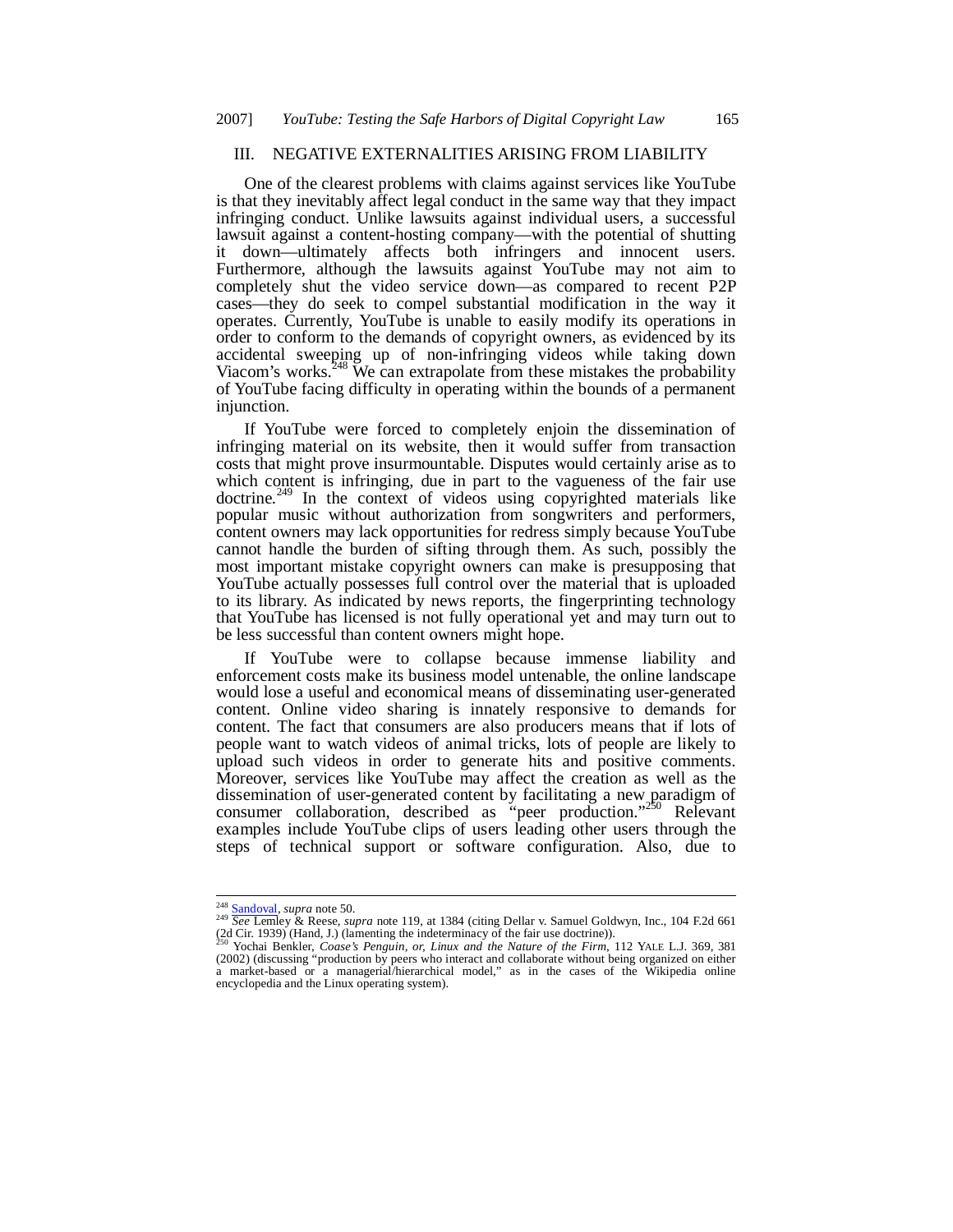## III. NEGATIVE EXTERNALITIES ARISING FROM LIABILITY

One of the clearest problems with claims against services like YouTube is that they inevitably affect legal conduct in the same way that they impact infringing conduct. Unlike lawsuits against individual users, a successful lawsuit against a content-hosting company—with the potential of shutting it down—ultimately affects both infringers and innocent users. Furthermore, although the lawsuits against YouTube may not aim to completely shut the video service down—as compared to recent P2P cases—they do seek to compel substantial modification in the way it operates. Currently, YouTube is unable to easily modify its operations in order to conform to the demands of copyright owners, as evidenced by its accidental sweeping up of non-infringing videos while taking down Viacom's works.[248] We can extrapolate from these mistakes the probability of YouTube facing difficulty in operating within the bounds of a permanent injunction.

If YouTube were forced to completely enjoin the dissemination of infringing material on its website, then it would suffer from transaction costs that might prove insurmountable. Disputes would certainly arise as to which content is infringing, due in part to the vagueness of the fair use doctrine.[249] In the context of videos using copyrighted materials like popular music without authorization from songwriters and performers, content owners may lack opportunities for redress simply because YouTube cannot handle the burden of sifting through them. As such, possibly the most important mistake copyright owners can make is presupposing that YouTube actually possesses full control over the material that is uploaded to its library. As indicated by news reports, the fingerprinting technology that YouTube has licensed is not fully operational yet and may turn out to be less successful than content owners might hope.

If YouTube were to collapse because immense liability and enforcement costs make its business model untenable, the online landscape would lose a useful and economical means of disseminating user-generated content. Online video sharing is innately responsive to demands for content. The fact that consumers are also producers means that if lots of people want to watch videos of animal tricks, lots of people are likely to upload such videos in order to generate hits and positive comments. Moreover, services like YouTube may affect the creation as well as the dissemination of user-generated content by facilitating a new paradigm of consumer collaboration, described as "peer production."[250] Relevant examples include YouTube clips of users leading other users through the steps of technical support or software configuration. Also, due to

---

[248] Sandoval, *supra* note 50.

[249] *See* Lemley & Reese, *supra* note 119, at 1384 (citing Dellar v. Samuel Goldwyn, Inc., 104 F.2d 661 (2d Cir. 1939) (Hand, J.) (lamenting the indeterminacy of the fair use doctrine)).

[250] Yochai Benkler, *Coase's Penguin, or, Linux and the Nature of the Firm*, 112 YALE L.J. 369, 381 (2002) (discussing "production by peers who interact and collaborate without being organized on either a market-based or a managerial/hierarchical model," as in the cases of the Wikipedia online encyclopedia and the Linux operating system).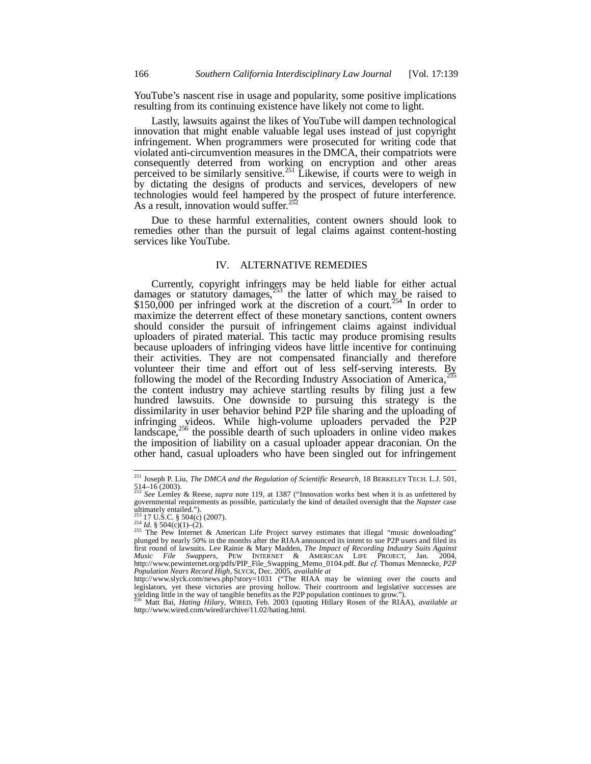YouTube's nascent rise in usage and popularity, some positive implications resulting from its continuing existence have likely not come to light.

Lastly, lawsuits against the likes of YouTube will dampen technological innovation that might enable valuable legal uses instead of just copyright infringement. When programmers were prosecuted for writing code that violated anti-circumvention measures in the DMCA, their compatriots were consequently deterred from working on encryption and other areas perceived to be similarly sensitive.[251] Likewise, if courts were to weigh in by dictating the designs of products and services, developers of new technologies would feel hampered by the prospect of future interference. As a result, innovation would suffer.[252]

Due to these harmful externalities, content owners should look to remedies other than the pursuit of legal claims against content-hosting services like YouTube.

## IV. ALTERNATIVE REMEDIES

Currently, copyright infringers may be held liable for either actual damages or statutory damages,[253] the latter of which may be raised to $150,000 per infringed work at the discretion of a court.[254] In order to maximize the deterrent effect of these monetary sanctions, content owners should consider the pursuit of infringement claims against individual uploaders of pirated material. This tactic may produce promising results because uploaders of infringing videos have little incentive for continuing their activities. They are not compensated financially and therefore volunteer their time and effort out of less self-serving interests. By following the model of the Recording Industry Association of America,[255] the content industry may achieve startling results by filing just a few hundred lawsuits. One downside to pursuing this strategy is the dissimilarity in user behavior behind P2P file sharing and the uploading of infringing videos. While high-volume uploaders pervaded the P2P landscape,[256] the possible dearth of such uploaders in online video makes the imposition of liability on a casual uploader appear draconian. On the other hand, casual uploaders who have been singled out for infringement

---

[251] Joseph P. Liu, *The DMCA and the Regulation of Scientific Research*, 18 BERKELEY TECH. L.J. 501, 514–16 (2003).

[252] *See* Lemley & Reese, *supra* note 119, at 1387 ("Innovation works best when it is as unfettered by governmental requirements as possible, particularly the kind of detailed oversight that the *Napster* case ultimately entailed.").

[253] 17 U.S.C. § 504(c) (2007).

[254] *Id.* § 504(c)(1)–(2).

[255] The Pew Internet & American Life Project survey estimates that illegal "music downloading" plunged by nearly 50% in the months after the RIAA announced its intent to sue P2P users and filed its first round of lawsuits. Lee Rainie & Mary Madden, *The Impact of Recording Industry Suits Against Music File Swappers*, PEW INTERNET & AMERICAN LIFE PROJECT, Jan. 2004, http://www.pewinternet.org/pdfs/PIP_File_Swapping_Memo_0104.pdf. *But cf.* Thomas Mennecke, *P2P Population Nears Record High*, SLYCK, Dec. 2005, *available at* http://www.slyck.com/news.php?story=1031 ("The RIAA may be winning over the courts and legislators, yet these victories are proving hollow. Their courtroom and legislative successes are yielding little in the way of tangible benefits as the P2P population continues to grow.").

[256] Matt Bai, *Hating Hilary*, WIRED, Feb. 2003 (quoting Hillary Rosen of the RIAA), *available at* http://www.wired.com/wired/archive/11.02/hating.html.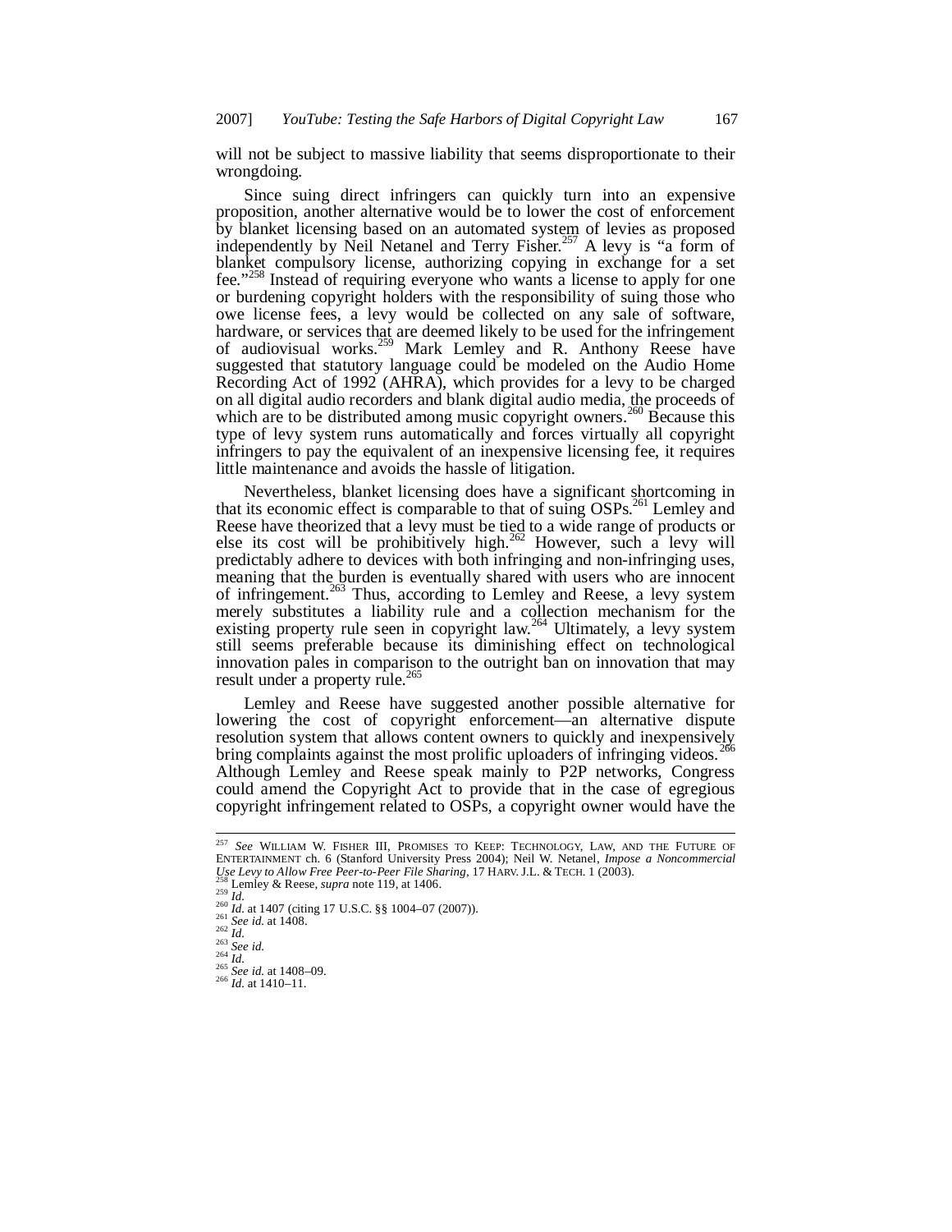will not be subject to massive liability that seems disproportionate to their wrongdoing.

Since suing direct infringers can quickly turn into an expensive proposition, another alternative would be to lower the cost of enforcement by blanket licensing based on an automated system of levies as proposed independently by Neil Netanel and Terry Fisher.[257] A levy is "a form of blanket compulsory license, authorizing copying in exchange for a set fee."[258] Instead of requiring everyone who wants a license to apply for one or burdening copyright holders with the responsibility of suing those who owe license fees, a levy would be collected on any sale of software, hardware, or services that are deemed likely to be used for the infringement of audiovisual works.[259] Mark Lemley and R. Anthony Reese have suggested that statutory language could be modeled on the Audio Home Recording Act of 1992 (AHRA), which provides for a levy to be charged on all digital audio recorders and blank digital audio media, the proceeds of which are to be distributed among music copyright owners.[260] Because this type of levy system runs automatically and forces virtually all copyright infringers to pay the equivalent of an inexpensive licensing fee, it requires little maintenance and avoids the hassle of litigation.

Nevertheless, blanket licensing does have a significant shortcoming in that its economic effect is comparable to that of suing OSPs.[261] Lemley and Reese have theorized that a levy must be tied to a wide range of products or else its cost will be prohibitively high.[262] However, such a levy will predictably adhere to devices with both infringing and non-infringing uses, meaning that the burden is eventually shared with users who are innocent of infringement.[263] Thus, according to Lemley and Reese, a levy system merely substitutes a liability rule and a collection mechanism for the existing property rule seen in copyright law.[264] Ultimately, a levy system still seems preferable because its diminishing effect on technological innovation pales in comparison to the outright ban on innovation that may result under a property rule.[265]

Lemley and Reese have suggested another possible alternative for lowering the cost of copyright enforcement—an alternative dispute resolution system that allows content owners to quickly and inexpensively bring complaints against the most prolific uploaders of infringing videos.[266] Although Lemley and Reese speak mainly to P2P networks, Congress could amend the Copyright Act to provide that in the case of egregious copyright infringement related to OSPs, a copyright owner would have the

---

[257] *See* WILLIAM W. FISHER III, PROMISES TO KEEP: TECHNOLOGY, LAW, AND THE FUTURE OF ENTERTAINMENT ch. 6 (Stanford University Press 2004); Neil W. Netanel, *Impose a Noncommercial Use Levy to Allow Free Peer-to-Peer File Sharing*, 17 HARV. J.L. & TECH. 1 (2003).

[258] Lemley & Reese, *supra* note 119, at 1406.

[259] *Id.*

[260] *Id.* at 1407 (citing 17 U.S.C. §§ 1004–07 (2007)).

[261] *See id.* at 1408.

[262] *Id.*

[263] *See id.*

[264] *Id.*

[265] *See id.* at 1408–09.

[266] *Id.* at 1410–11.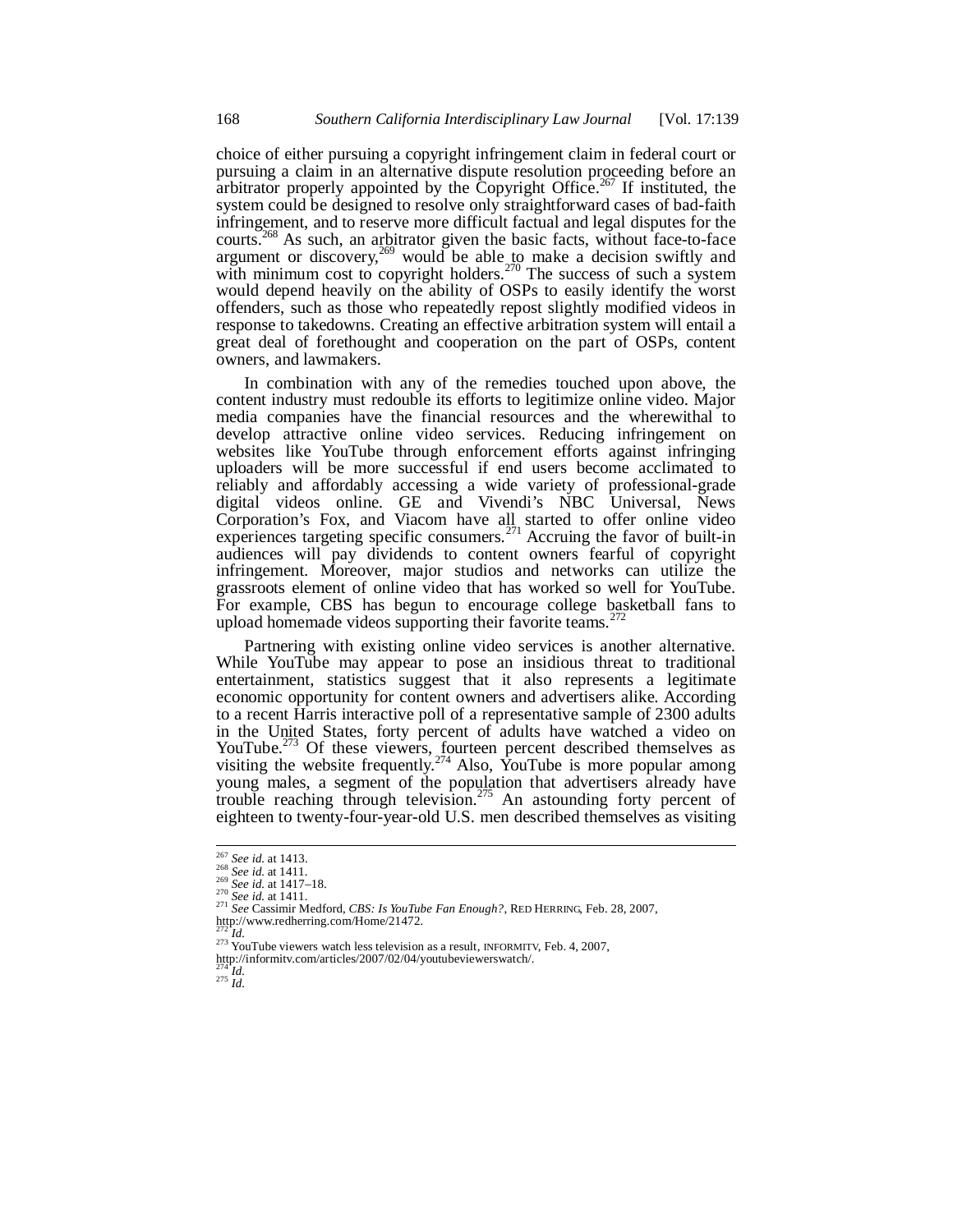choice of either pursuing a copyright infringement claim in federal court or pursuing a claim in an alternative dispute resolution proceeding before an arbitrator properly appointed by the Copyright Office.[267] If instituted, the system could be designed to resolve only straightforward cases of bad-faith infringement, and to reserve more difficult factual and legal disputes for the courts.[268] As such, an arbitrator given the basic facts, without face-to-face argument or discovery,[269] would be able to make a decision swiftly and with minimum cost to copyright holders.[270] The success of such a system would depend heavily on the ability of OSPs to easily identify the worst offenders, such as those who repeatedly repost slightly modified videos in response to takedowns. Creating an effective arbitration system will entail a great deal of forethought and cooperation on the part of OSPs, content owners, and lawmakers.

In combination with any of the remedies touched upon above, the content industry must redouble its efforts to legitimize online video. Major media companies have the financial resources and the wherewithal to develop attractive online video services. Reducing infringement on websites like YouTube through enforcement efforts against infringing uploaders will be more successful if end users become acclimated to reliably and affordably accessing a wide variety of professional-grade digital videos online. GE and Vivendi's NBC Universal, News Corporation's Fox, and Viacom have all started to offer online video experiences targeting specific consumers.[271] Accruing the favor of built-in audiences will pay dividends to content owners fearful of copyright infringement. Moreover, major studios and networks can utilize the grassroots element of online video that has worked so well for YouTube. For example, CBS has begun to encourage college basketball fans to upload homemade videos supporting their favorite teams.[272]

Partnering with existing online video services is another alternative. While YouTube may appear to pose an insidious threat to traditional entertainment, statistics suggest that it also represents a legitimate economic opportunity for content owners and advertisers alike. According to a recent Harris interactive poll of a representative sample of 2300 adults in the United States, forty percent of adults have watched a video on YouTube.[273] Of these viewers, fourteen percent described themselves as visiting the website frequently.[274] Also, YouTube is more popular among young males, a segment of the population that advertisers already have trouble reaching through television.[275] An astounding forty percent of eighteen to twenty-four-year-old U.S. men described themselves as visiting

---

[267] *See id.* at 1413.

[268] *See id.* at 1411.

[269] *See id.* at 1417–18.

[270] *See id.* at 1411.

[271] *See* Cassimir Medford, *CBS: Is YouTube Fan Enough?*, RED HERRING, Feb. 28, 2007, http://www.redherring.com/Home/21472.

[272] *Id.*

[273] YouTube viewers watch less television as a result, INFORMITV, Feb. 4, 2007, http://informitv.com/articles/2007/02/04/youtubeviewerswatch/.

[274] *Id.*

[275] *Id.*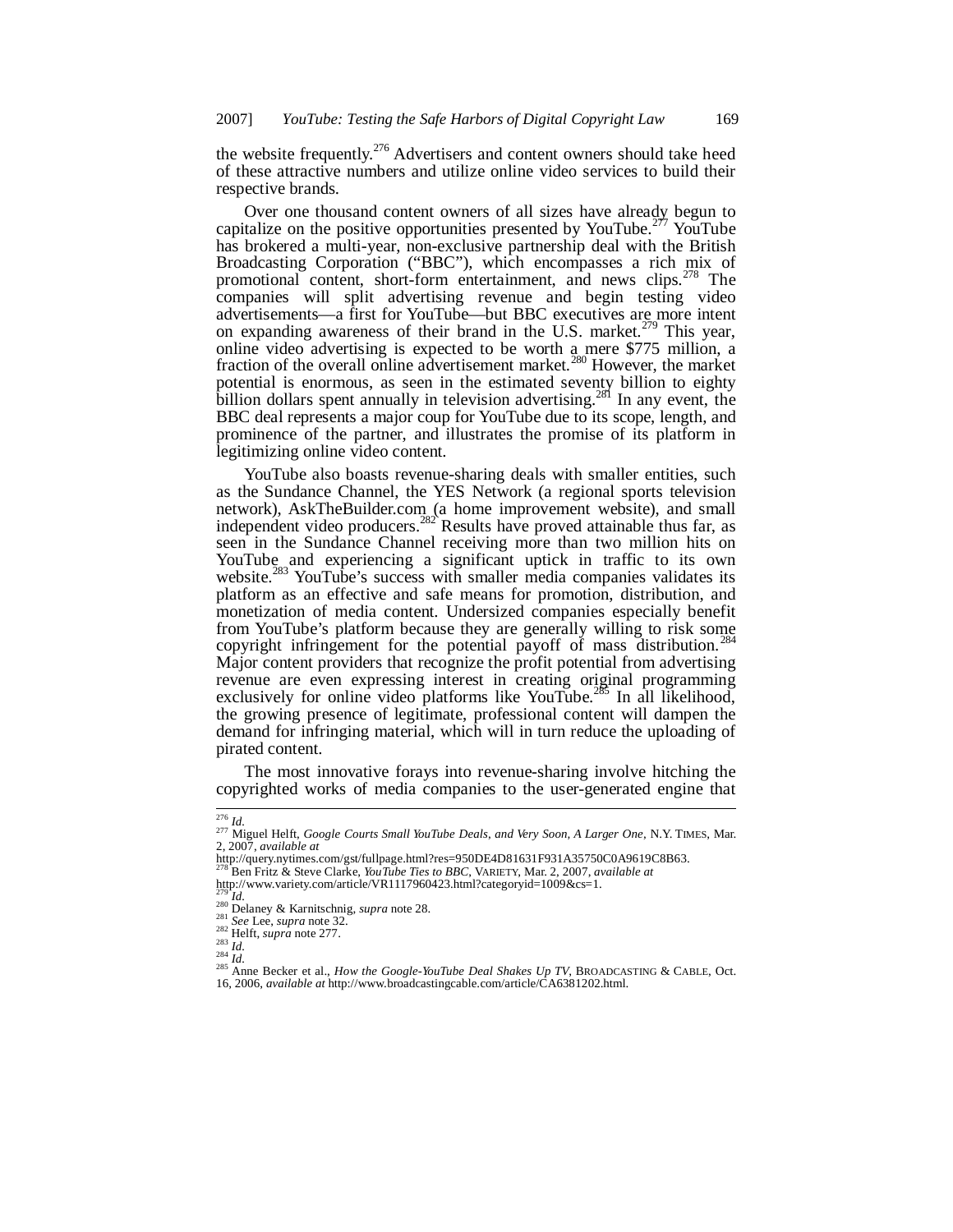the website frequently.[276] Advertisers and content owners should take heed of these attractive numbers and utilize online video services to build their respective brands.

Over one thousand content owners of all sizes have already begun to capitalize on the positive opportunities presented by YouTube.[277] YouTube has brokered a multi-year, non-exclusive partnership deal with the British Broadcasting Corporation ("BBC"), which encompasses a rich mix of promotional content, short-form entertainment, and news clips.[278] The companies will split advertising revenue and begin testing video advertisements—a first for YouTube—but BBC executives are more intent on expanding awareness of their brand in the U.S. market.[279] This year, online video advertising is expected to be worth a mere $775 million, a fraction of the overall online advertisement market.[280] However, the market potential is enormous, as seen in the estimated seventy billion to eighty billion dollars spent annually in television advertising.[281] In any event, the BBC deal represents a major coup for YouTube due to its scope, length, and prominence of the partner, and illustrates the promise of its platform in legitimizing online video content.

YouTube also boasts revenue-sharing deals with smaller entities, such as the Sundance Channel, the YES Network (a regional sports television network), AskTheBuilder.com (a home improvement website), and small independent video producers.[282] Results have proved attainable thus far, as seen in the Sundance Channel receiving more than two million hits on YouTube and experiencing a significant uptick in traffic to its own website.[283] YouTube's success with smaller media companies validates its platform as an effective and safe means for promotion, distribution, and monetization of media content. Undersized companies especially benefit from YouTube's platform because they are generally willing to risk some copyright infringement for the potential payoff of mass distribution.[284] Major content providers that recognize the profit potential from advertising revenue are even expressing interest in creating original programming exclusively for online video platforms like YouTube.[285] In all likelihood, the growing presence of legitimate, professional content will dampen the demand for infringing material, which will in turn reduce the uploading of pirated content.

The most innovative forays into revenue-sharing involve hitching the copyrighted works of media companies to the user-generated engine that

---

[276] *Id.*

[277] Miguel Helft, *Google Courts Small YouTube Deals, and Very Soon, A Larger One*, N.Y. TIMES, Mar. 2, 2007, *available at* http://query.nytimes.com/gst/fullpage.html?res=950DE4D81631F931A35750C0A9619C8B63.

[278] Ben Fritz & Steve Clarke, *YouTube Ties to BBC*, VARIETY, Mar. 2, 2007, *available at* http://www.variety.com/article/VR1117960423.html?categoryid=1009&cs=1.

[279] *Id.*

[280] Delaney & Karnitschnig, *supra* note 28.

[281] *See* Lee, *supra* note 32.

[282] Helft, *supra* note 277.

[283] *Id.*

[284] *Id.*

[285] Anne Becker et al., *How the Google-YouTube Deal Shakes Up TV*, BROADCASTING & CABLE, Oct. 16, 2006, *available at* http://www.broadcastingcable.com/article/CA6381202.html.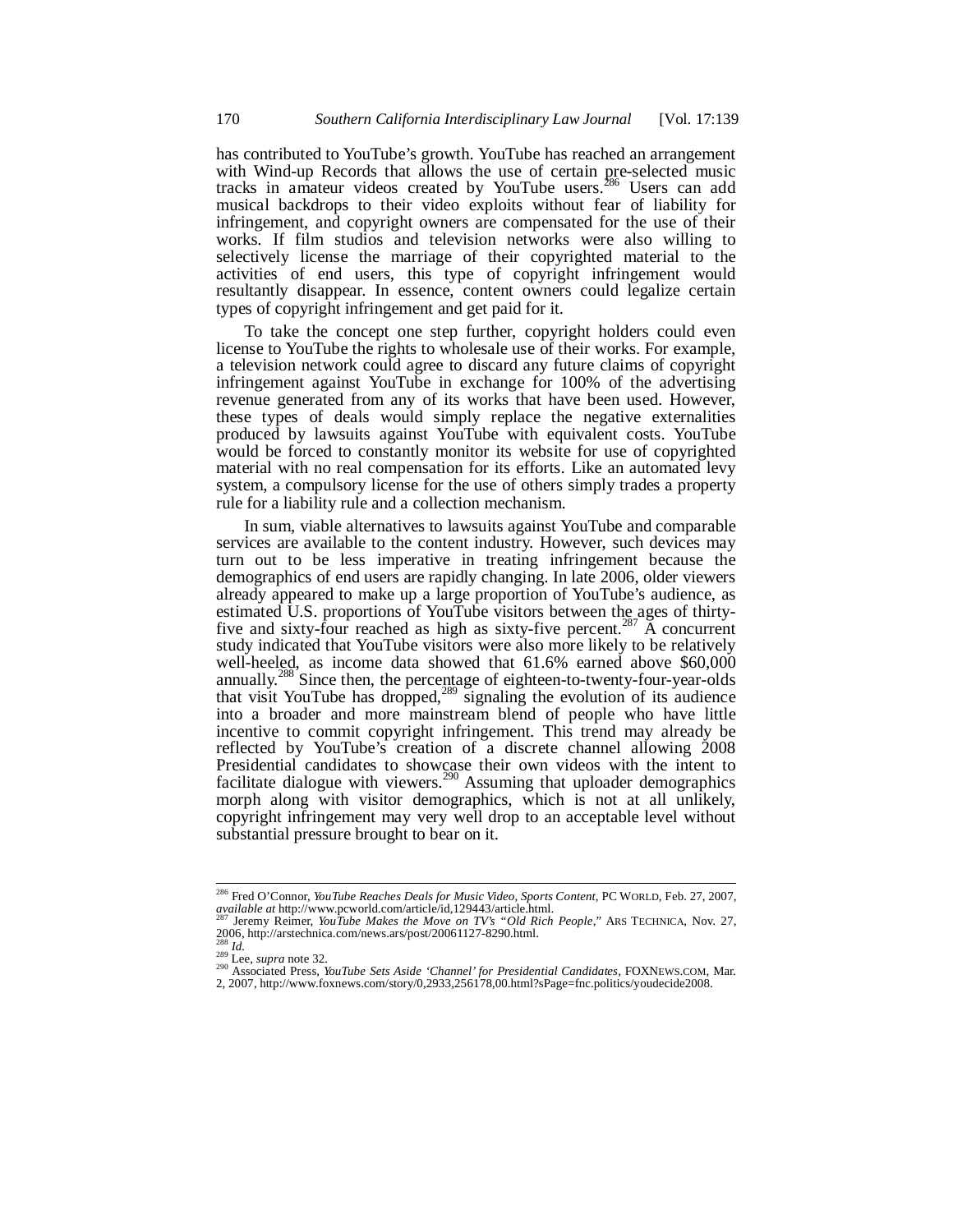has contributed to YouTube's growth. YouTube has reached an arrangement with Wind-up Records that allows the use of certain pre-selected music tracks in amateur videos created by YouTube users.[286] Users can add musical backdrops to their video exploits without fear of liability for infringement, and copyright owners are compensated for the use of their works. If film studios and television networks were also willing to selectively license the marriage of their copyrighted material to the activities of end users, this type of copyright infringement would resultantly disappear. In essence, content owners could legalize certain types of copyright infringement and get paid for it.

To take the concept one step further, copyright holders could even license to YouTube the rights to wholesale use of their works. For example, a television network could agree to discard any future claims of copyright infringement against YouTube in exchange for 100% of the advertising revenue generated from any of its works that have been used. However, these types of deals would simply replace the negative externalities produced by lawsuits against YouTube with equivalent costs. YouTube would be forced to constantly monitor its website for use of copyrighted material with no real compensation for its efforts. Like an automated levy system, a compulsory license for the use of others simply trades a property rule for a liability rule and a collection mechanism.

In sum, viable alternatives to lawsuits against YouTube and comparable services are available to the content industry. However, such devices may turn out to be less imperative in treating infringement because the demographics of end users are rapidly changing. In late 2006, older viewers already appeared to make up a large proportion of YouTube's audience, as estimated U.S. proportions of YouTube visitors between the ages of thirty-five and sixty-four reached as high as sixty-five percent.[287] A concurrent study indicated that YouTube visitors were also more likely to be relatively well-heeled, as income data showed that 61.6% earned above $60,000 annually.[288] Since then, the percentage of eighteen-to-twenty-four-year-olds that visit YouTube has dropped,[289] signaling the evolution of its audience into a broader and more mainstream blend of people who have little incentive to commit copyright infringement. This trend may already be reflected by YouTube's creation of a discrete channel allowing 2008 Presidential candidates to showcase their own videos with the intent to facilitate dialogue with viewers.[290] Assuming that uploader demographics morph along with visitor demographics, which is not at all unlikely, copyright infringement may very well drop to an acceptable level without substantial pressure brought to bear on it.

---

[286] Fred O'Connor, *YouTube Reaches Deals for Music Video, Sports Content*, PC WORLD, Feb. 27, 2007, *available at* http://www.pcworld.com/article/id,129443/article.html.

[287] Jeremy Reimer, *YouTube Makes the Move on TV's "Old Rich People*," ARS TECHNICA, Nov. 27, 2006, http://arstechnica.com/news.ars/post/20061127-8290.html.

[288] *Id.*

[289] Lee, *supra* note 32.

[290] Associated Press, *YouTube Sets Aside 'Channel' for Presidential Candidates*, FOXNEWS.COM, Mar. 2, 2007, http://www.foxnews.com/story/0,2933,256178,00.html?sPage=fnc.politics/youdecide2008.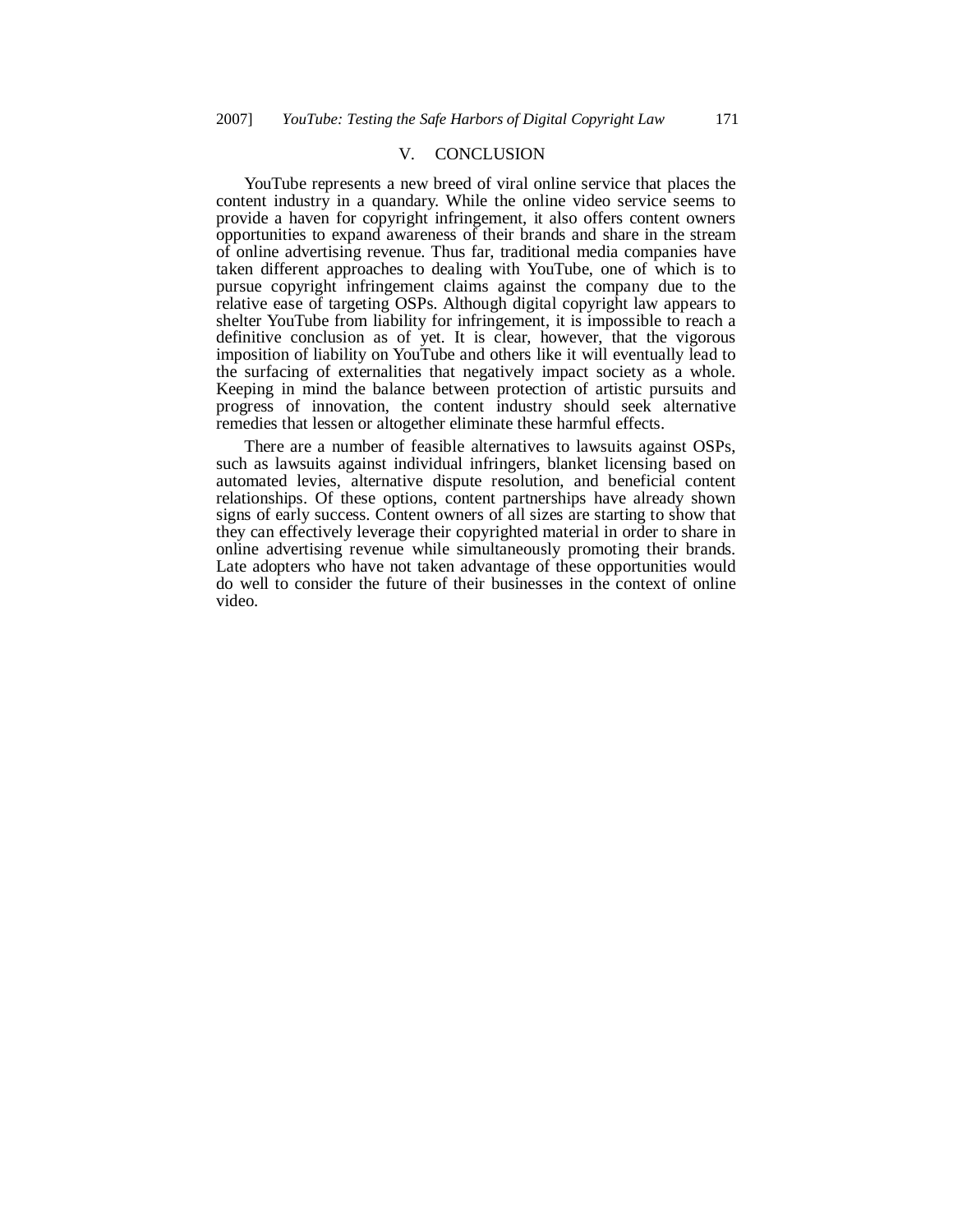## V. CONCLUSION

YouTube represents a new breed of viral online service that places the content industry in a quandary. While the online video service seems to provide a haven for copyright infringement, it also offers content owners opportunities to expand awareness of their brands and share in the stream of online advertising revenue. Thus far, traditional media companies have taken different approaches to dealing with YouTube, one of which is to pursue copyright infringement claims against the company due to the relative ease of targeting OSPs. Although digital copyright law appears to shelter YouTube from liability for infringement, it is impossible to reach a definitive conclusion as of yet. It is clear, however, that the vigorous imposition of liability on YouTube and others like it will eventually lead to the surfacing of externalities that negatively impact society as a whole. Keeping in mind the balance between protection of artistic pursuits and progress of innovation, the content industry should seek alternative remedies that lessen or altogether eliminate these harmful effects.

There are a number of feasible alternatives to lawsuits against OSPs, such as lawsuits against individual infringers, blanket licensing based on automated levies, alternative dispute resolution, and beneficial content relationships. Of these options, content partnerships have already shown signs of early success. Content owners of all sizes are starting to show that they can effectively leverage their copyrighted material in order to share in online advertising revenue while simultaneously promoting their brands. Late adopters who have not taken advantage of these opportunities would do well to consider the future of their businesses in the context of online video.